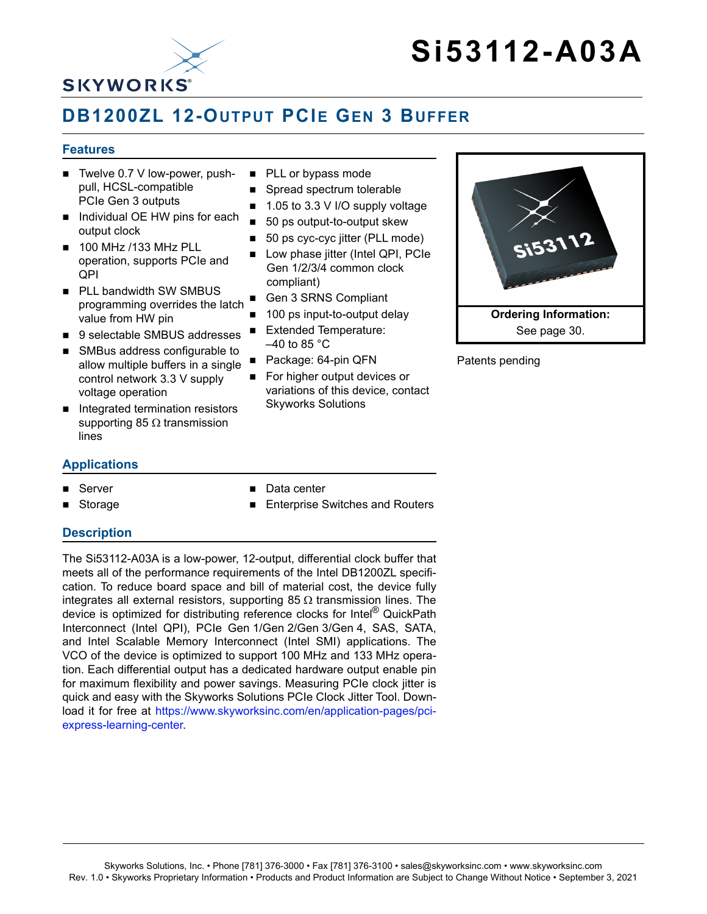# Si53112-A03A

## DB1200ZL 12-Output PCIe Gen 3 Buffer

### Features

- Twelve 0.7 V low-power, push-pull, HCSL-compatible PCIe Gen 3 outputs
- Individual OE HW pins for each output clock
- 100 MHz /133 MHz PLL operation, supports PCIe and QPI
- PLL bandwidth SW SMBUS programming overrides the latch value from HW pin
- 9 selectable SMBUS addresses
- SMBus address configurable to allow multiple buffers in a single control network 3.3 V supply voltage operation
- Integrated termination resistors supporting 85 Ω transmission lines
- PLL or bypass mode
- Spread spectrum tolerable
- 1.05 to 3.3 V I/O supply voltage
- 50 ps output-to-output skew
- 50 ps cyc-cyc jitter (PLL mode)
- Low phase jitter (Intel QPI, PCIe Gen 1/2/3/4 common clock compliant)
- Gen 3 SRNS Compliant
- 100 ps input-to-output delay
- Extended Temperature: –40 to 85 °C
- Package: 64-pin QFN
- For higher output devices or variations of this device, contact Skyworks Solutions

**Ordering Information:**
See page 30.

Patents pending

### Applications

- Server
- Storage
- Data center
- Enterprise Switches and Routers

### Description

The Si53112-A03A is a low-power, 12-output, differential clock buffer that meets all of the performance requirements of the Intel DB1200ZL specification. To reduce board space and bill of material cost, the device fully integrates all external resistors, supporting 85 Ω transmission lines. The device is optimized for distributing reference clocks for Intel® QuickPath Interconnect (Intel QPI), PCIe Gen 1/Gen 2/Gen 3/Gen 4, SAS, SATA, and Intel Scalable Memory Interconnect (Intel SMI) applications. The VCO of the device is optimized to support 100 MHz and 133 MHz operation. Each differential output has a dedicated hardware output enable pin for maximum flexibility and power savings. Measuring PCIe clock jitter is quick and easy with the Skyworks Solutions PCIe Clock Jitter Tool. Download it for free at https://www.skyworksinc.com/en/application-pages/pci-express-learning-center.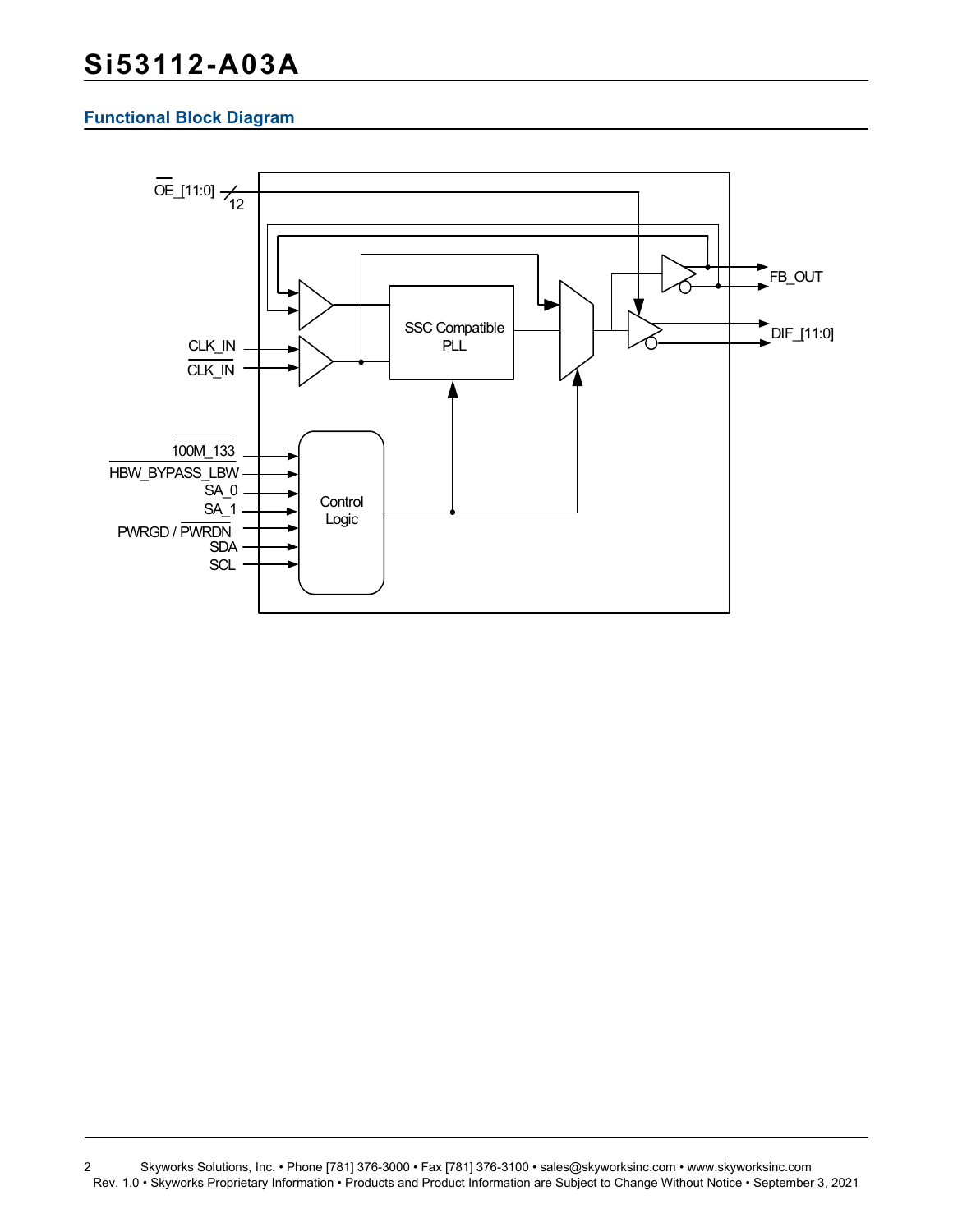## Functional Block Diagram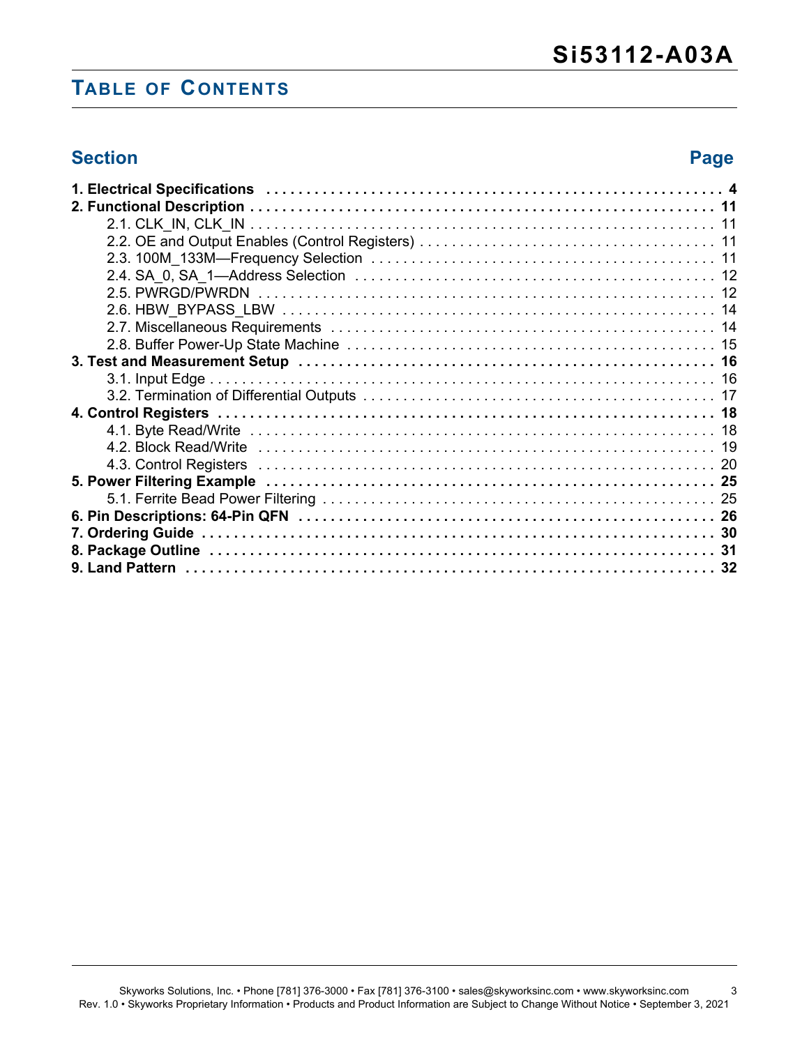# Table of Contents

| Section | Page |
|---|---|
| **1. Electrical Specifications** | **4** |
| **2. Functional Description** | **11** |
| 2.1. CLK_IN, CLK_IN | 11 |
| 2.2. OE and Output Enables (Control Registers) | 11 |
| 2.3. 100M_133M—Frequency Selection | 11 |
| 2.4. SA_0, SA_1—Address Selection | 12 |
| 2.5. PWRGD/PWRDN | 12 |
| 2.6. HBW_BYPASS_LBW | 14 |
| 2.7. Miscellaneous Requirements | 14 |
| 2.8. Buffer Power-Up State Machine | 15 |
| **3. Test and Measurement Setup** | **16** |
| 3.1. Input Edge | 16 |
| 3.2. Termination of Differential Outputs | 17 |
| **4. Control Registers** | **18** |
| 4.1. Byte Read/Write | 18 |
| 4.2. Block Read/Write | 19 |
| 4.3. Control Registers | 20 |
| **5. Power Filtering Example** | **25** |
| 5.1. Ferrite Bead Power Filtering | 25 |
| **6. Pin Descriptions: 64-Pin QFN** | **26** |
| **7. Ordering Guide** | **30** |
| **8. Package Outline** | **31** |
| **9. Land Pattern** | **32** |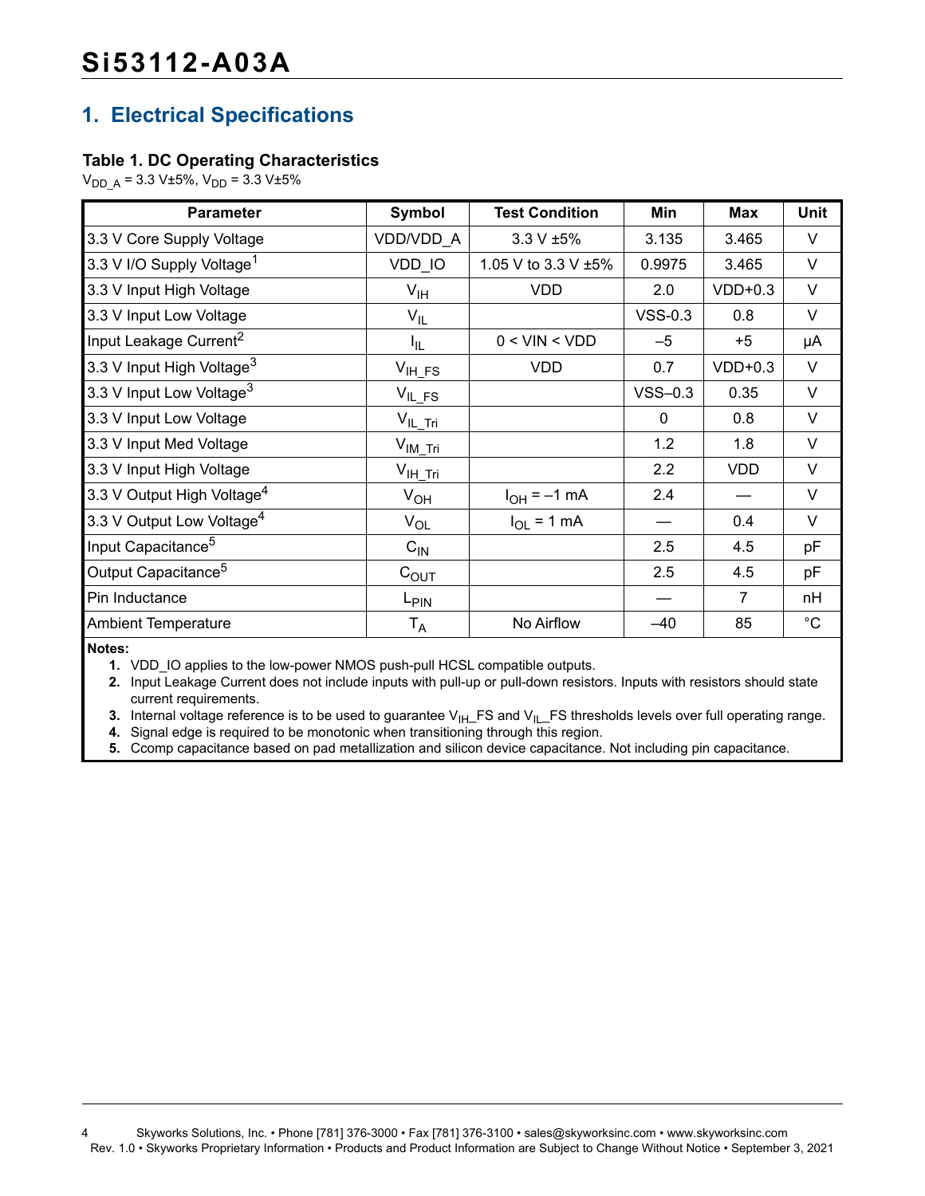# 1. Electrical Specifications

### Table 1. DC Operating Characteristics

$V_{DD\_A}$ = 3.3 V±5%, $V_{DD}$ = 3.3 V±5%

| Parameter | Symbol | Test Condition | Min | Max | Unit |
|---|---|---|---|---|---|
| 3.3 V Core Supply Voltage | VDD/VDD_A | 3.3 V ±5% | 3.135 | 3.465 | V |
| 3.3 V I/O Supply Voltage[1] | VDD_IO | 1.05 V to 3.3 V ±5% | 0.9975 | 3.465 | V |
| 3.3 V Input High Voltage | $V_{IH}$ | VDD | 2.0 | VDD+0.3 | V |
| 3.3 V Input Low Voltage | $V_{IL}$ | | VSS-0.3 | 0.8 | V |
| Input Leakage Current[2] | $I_{IL}$ | 0 < VIN < VDD | –5 | +5 | µA |
| 3.3 V Input High Voltage[3] | $V_{IH\_FS}$ | VDD | 0.7 | VDD+0.3 | V |
| 3.3 V Input Low Voltage[3] | $V_{IL\_FS}$ | | VSS–0.3 | 0.35 | V |
| 3.3 V Input Low Voltage | $V_{IL\_Tri}$ | | 0 | 0.8 | V |
| 3.3 V Input Med Voltage | $V_{IM\_Tri}$ | | 1.2 | 1.8 | V |
| 3.3 V Input High Voltage | $V_{IH\_Tri}$ | | 2.2 | VDD | V |
| 3.3 V Output High Voltage[4] | $V_{OH}$ | $I_{OH}$ = –1 mA | 2.4 | — | V |
| 3.3 V Output Low Voltage[4] | $V_{OL}$ | $I_{OL}$ = 1 mA | — | 0.4 | V |
| Input Capacitance[5] | $C_{IN}$ | | 2.5 | 4.5 | pF |
| Output Capacitance[5] | $C_{OUT}$ | | 2.5 | 4.5 | pF |
| Pin Inductance | $L_{PIN}$ | | — | 7 | nH |
| Ambient Temperature | $T_A$ | No Airflow | –40 | 85 | °C |

**Notes:**

1. VDD_IO applies to the low-power NMOS push-pull HCSL compatible outputs.
2. Input Leakage Current does not include inputs with pull-up or pull-down resistors. Inputs with resistors should state current requirements.
3. Internal voltage reference is to be used to guarantee $V_{IH}$_FS and $V_{IL}$_FS thresholds levels over full operating range.
4. Signal edge is required to be monotonic when transitioning through this region.
5. Ccomp capacitance based on pad metallization and silicon device capacitance. Not including pin capacitance.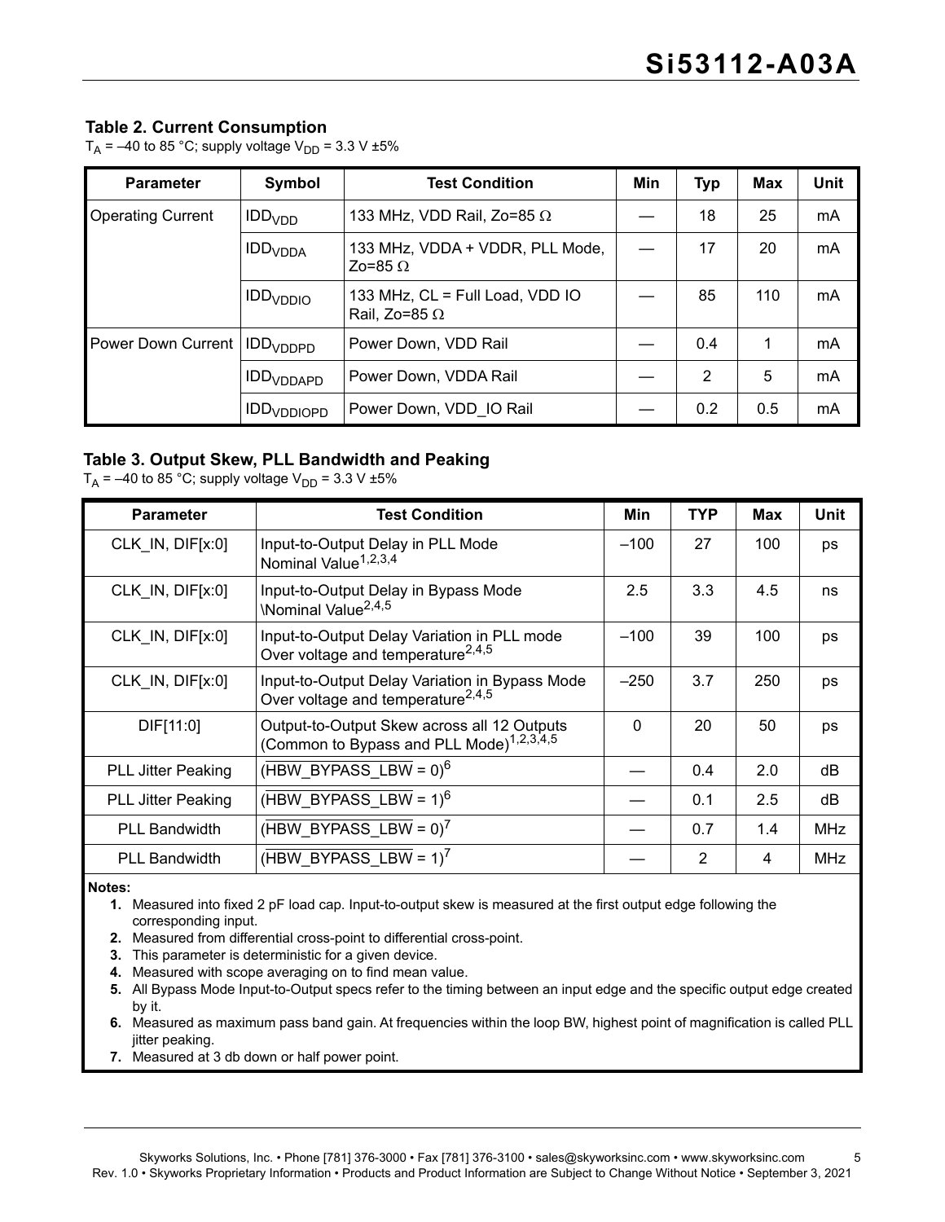### Table 2. Current Consumption

$T_A$ = –40 to 85 °C; supply voltage $V_{DD}$ = 3.3 V ±5%

| Parameter | Symbol | Test Condition | Min | Typ | Max | Unit |
|---|---|---|---|---|---|---|
| Operating Current | $IDD_{VDD}$ | 133 MHz, VDD Rail, Zo=85 Ω | — | 18 | 25 | mA |
| | $IDD_{VDDA}$ | 133 MHz, VDDA + VDDR, PLL Mode, Zo=85 Ω | — | 17 | 20 | mA |
| | $IDD_{VDDIO}$ | 133 MHz, CL = Full Load, VDD IO Rail, Zo=85 Ω | — | 85 | 110 | mA |
| Power Down Current | $IDD_{VDDPD}$ | Power Down, VDD Rail | — | 0.4 | 1 | mA |
| | $IDD_{VDDAPD}$ | Power Down, VDDA Rail | — | 2 | 5 | mA |
| | $IDD_{VDDIOPD}$ | Power Down, VDD_IO Rail | — | 0.2 | 0.5 | mA |

### Table 3. Output Skew, PLL Bandwidth and Peaking

$T_A$ = –40 to 85 °C; supply voltage $V_{DD}$ = 3.3 V ±5%

| Parameter | Test Condition | Min | TYP | Max | Unit |
|---|---|---|---|---|---|
| CLK_IN, DIF[x:0] | Input-to-Output Delay in PLL Mode Nominal Value[1,2,3,4] | –100 | 27 | 100 | ps |
| CLK_IN, DIF[x:0] | Input-to-Output Delay in Bypass Mode \Nominal Value[2,4,5] | 2.5 | 3.3 | 4.5 | ns |
| CLK_IN, DIF[x:0] | Input-to-Output Delay Variation in PLL mode Over voltage and temperature[2,4,5] | –100 | 39 | 100 | ps |
| CLK_IN, DIF[x:0] | Input-to-Output Delay Variation in Bypass Mode Over voltage and temperature[2,4,5] | –250 | 3.7 | 250 | ps |
| DIF[11:0] | Output-to-Output Skew across all 12 Outputs (Common to Bypass and PLL Mode)[1,2,3,4,5] | 0 | 20 | 50 | ps |
| PLL Jitter Peaking | ($\overline{\text{HBW\_BYPASS\_LBW}}$ = 0)[6] | — | 0.4 | 2.0 | dB |
| PLL Jitter Peaking | ($\overline{\text{HBW\_BYPASS\_LBW}}$ = 1)[6] | — | 0.1 | 2.5 | dB |
| PLL Bandwidth | ($\overline{\text{HBW\_BYPASS\_LBW}}$ = 0)[7] | — | 0.7 | 1.4 | MHz |
| PLL Bandwidth | ($\overline{\text{HBW\_BYPASS\_LBW}}$ = 1)[7] | — | 2 | 4 | MHz |

**Notes:**

1. Measured into fixed 2 pF load cap. Input-to-output skew is measured at the first output edge following the corresponding input.
2. Measured from differential cross-point to differential cross-point.
3. This parameter is deterministic for a given device.
4. Measured with scope averaging on to find mean value.
5. All Bypass Mode Input-to-Output specs refer to the timing between an input edge and the specific output edge created by it.
6. Measured as maximum pass band gain. At frequencies within the loop BW, highest point of magnification is called PLL jitter peaking.
7. Measured at 3 db down or half power point.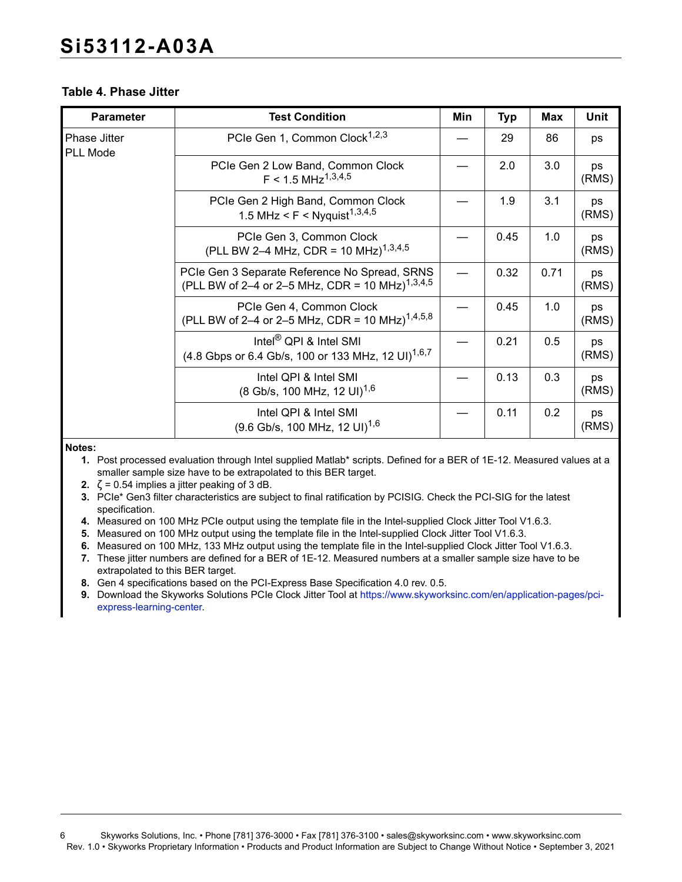**Table 4. Phase Jitter**

| Parameter | Test Condition | Min | Typ | Max | Unit |
|---|---|---|---|---|---|
| Phase Jitter PLL Mode | PCIe Gen 1, Common Clock[1,2,3] | — | 29 | 86 | ps |
| | PCIe Gen 2 Low Band, Common Clock F < 1.5 MHz[1,3,4,5] | — | 2.0 | 3.0 | ps (RMS) |
| | PCIe Gen 2 High Band, Common Clock 1.5 MHz < F < Nyquist[1,3,4,5] | — | 1.9 | 3.1 | ps (RMS) |
| | PCIe Gen 3, Common Clock (PLL BW 2–4 MHz, CDR = 10 MHz)[1,3,4,5] | — | 0.45 | 1.0 | ps (RMS) |
| | PCIe Gen 3 Separate Reference No Spread, SRNS (PLL BW of 2–4 or 2–5 MHz, CDR = 10 MHz)[1,3,4,5] | — | 0.32 | 0.71 | ps (RMS) |
| | PCIe Gen 4, Common Clock (PLL BW of 2–4 or 2–5 MHz, CDR = 10 MHz)[1,4,5,8] | — | 0.45 | 1.0 | ps (RMS) |
| | Intel® QPI & Intel SMI (4.8 Gbps or 6.4 Gb/s, 100 or 133 MHz, 12 UI)[1,6,7] | — | 0.21 | 0.5 | ps (RMS) |
| | Intel QPI & Intel SMI (8 Gb/s, 100 MHz, 12 UI)[1,6] | — | 0.13 | 0.3 | ps (RMS) |
| | Intel QPI & Intel SMI (9.6 Gb/s, 100 MHz, 12 UI)[1,6] | — | 0.11 | 0.2 | ps (RMS) |

**Notes:**

1. Post processed evaluation through Intel supplied Matlab* scripts. Defined for a BER of 1E-12. Measured values at a smaller sample size have to be extrapolated to this BER target.
2. $\zeta$ = 0.54 implies a jitter peaking of 3 dB.
3. PCIe* Gen3 filter characteristics are subject to final ratification by PCISIG. Check the PCI-SIG for the latest specification.
4. Measured on 100 MHz PCIe output using the template file in the Intel-supplied Clock Jitter Tool V1.6.3.
5. Measured on 100 MHz output using the template file in the Intel-supplied Clock Jitter Tool V1.6.3.
6. Measured on 100 MHz, 133 MHz output using the template file in the Intel-supplied Clock Jitter Tool V1.6.3.
7. These jitter numbers are defined for a BER of 1E-12. Measured numbers at a smaller sample size have to be extrapolated to this BER target.
8. Gen 4 specifications based on the PCI-Express Base Specification 4.0 rev. 0.5.
9. Download the Skyworks Solutions PCIe Clock Jitter Tool at https://www.skyworksinc.com/en/application-pages/pci-express-learning-center.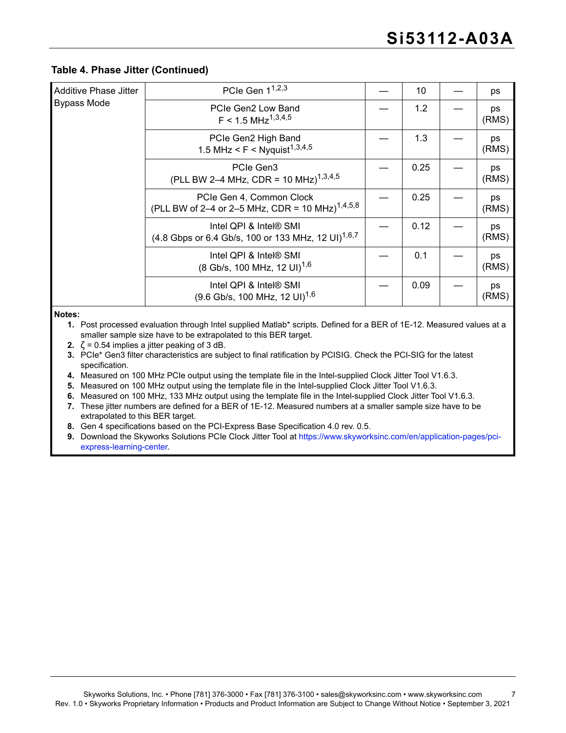### Table 4. Phase Jitter (Continued)

| | | | | | |
|---|---|---|---|---|---|
| Additive Phase Jitter Bypass Mode | PCIe Gen 1[1,2,3] | — | 10 | — | ps |
| | PCIe Gen2 Low Band F < 1.5 MHz[1,3,4,5] | — | 1.2 | — | ps (RMS) |
| | PCIe Gen2 High Band 1.5 MHz < F < Nyquist[1,3,4,5] | — | 1.3 | — | ps (RMS) |
| | PCIe Gen3 (PLL BW 2–4 MHz, CDR = 10 MHz)[1,3,4,5] | — | 0.25 | — | ps (RMS) |
| | PCIe Gen 4, Common Clock (PLL BW of 2–4 or 2–5 MHz, CDR = 10 MHz)[1,4,5,8] | — | 0.25 | — | ps (RMS) |
| | Intel QPI & Intel® SMI (4.8 Gbps or 6.4 Gb/s, 100 or 133 MHz, 12 UI)[1,6,7] | — | 0.12 | — | ps (RMS) |
| | Intel QPI & Intel® SMI (8 Gb/s, 100 MHz, 12 UI)[1,6] | — | 0.1 | — | ps (RMS) |
| | Intel QPI & Intel® SMI (9.6 Gb/s, 100 MHz, 12 UI)[1,6] | — | 0.09 | — | ps (RMS) |

**Notes:**

1. Post processed evaluation through Intel supplied Matlab* scripts. Defined for a BER of 1E-12. Measured values at a smaller sample size have to be extrapolated to this BER target.
2. $\zeta$ = 0.54 implies a jitter peaking of 3 dB.
3. PCIe* Gen3 filter characteristics are subject to final ratification by PCISIG. Check the PCI-SIG for the latest specification.
4. Measured on 100 MHz PCIe output using the template file in the Intel-supplied Clock Jitter Tool V1.6.3.
5. Measured on 100 MHz output using the template file in the Intel-supplied Clock Jitter Tool V1.6.3.
6. Measured on 100 MHz, 133 MHz output using the template file in the Intel-supplied Clock Jitter Tool V1.6.3.
7. These jitter numbers are defined for a BER of 1E-12. Measured numbers at a smaller sample size have to be extrapolated to this BER target.
8. Gen 4 specifications based on the PCI-Express Base Specification 4.0 rev. 0.5.
9. Download the Skyworks Solutions PCIe Clock Jitter Tool at https://www.skyworksinc.com/en/application-pages/pci-express-learning-center.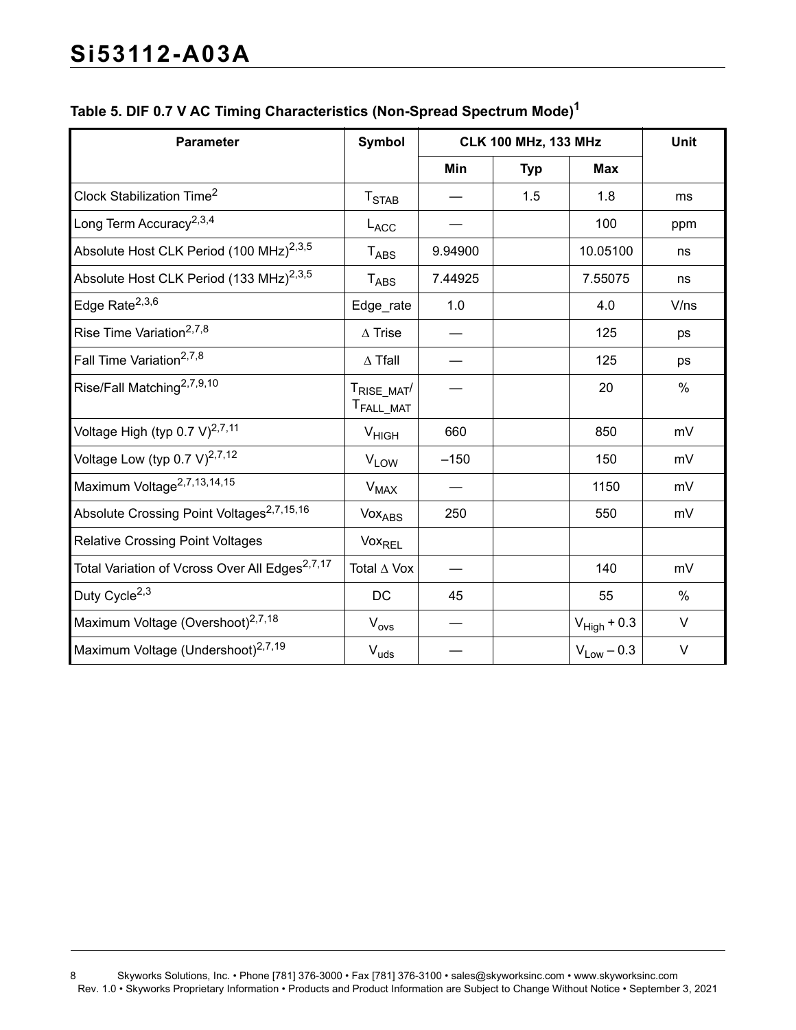### Table 5. DIF 0.7 V AC Timing Characteristics (Non-Spread Spectrum Mode)[1]

| Parameter | Symbol | CLK 100 MHz, 133 MHz | | | Unit |
|---|---|---|---|---|---|
| | | Min | Typ | Max | |
| Clock Stabilization Time[2] | $T_{STAB}$ | — | 1.5 | 1.8 | ms |
| Long Term Accuracy[2,3,4] | $L_{ACC}$ | — | | 100 | ppm |
| Absolute Host CLK Period (100 MHz)[2,3,5] | $T_{ABS}$ | 9.94900 | | 10.05100 | ns |
| Absolute Host CLK Period (133 MHz)[2,3,5] | $T_{ABS}$ | 7.44925 | | 7.55075 | ns |
| Edge Rate[2,3,6] | Edge_rate | 1.0 | | 4.0 | V/ns |
| Rise Time Variation[2,7,8] | $\Delta$ Trise | — | | 125 | ps |
| Fall Time Variation[2,7,8] | $\Delta$ Tfall | — | | 125 | ps |
| Rise/Fall Matching[2,7,9,10] | $T_{RISE\_MAT}$/ $T_{FALL\_MAT}$ | — | | 20 | % |
| Voltage High (typ 0.7 V)[2,7,11] | $V_{HIGH}$ | 660 | | 850 | mV |
| Voltage Low (typ 0.7 V)[2,7,12] | $V_{LOW}$ | –150 | | 150 | mV |
| Maximum Voltage[2,7,13,14,15] | $V_{MAX}$ | — | | 1150 | mV |
| Absolute Crossing Point Voltages[2,7,15,16] | $Vox_{ABS}$ | 250 | | 550 | mV |
| Relative Crossing Point Voltages | $Vox_{REL}$ | | | | |
| Total Variation of Vcross Over All Edges[2,7,17] | Total $\Delta$ Vox | — | | 140 | mV |
| Duty Cycle[2,3] | DC | 45 | | 55 | % |
| Maximum Voltage (Overshoot)[2,7,18] | $V_{ovs}$ | — | | $V_{High}$ + 0.3 | V |
| Maximum Voltage (Undershoot)[2,7,19] | $V_{uds}$ | — | | $V_{Low}$ – 0.3 | V |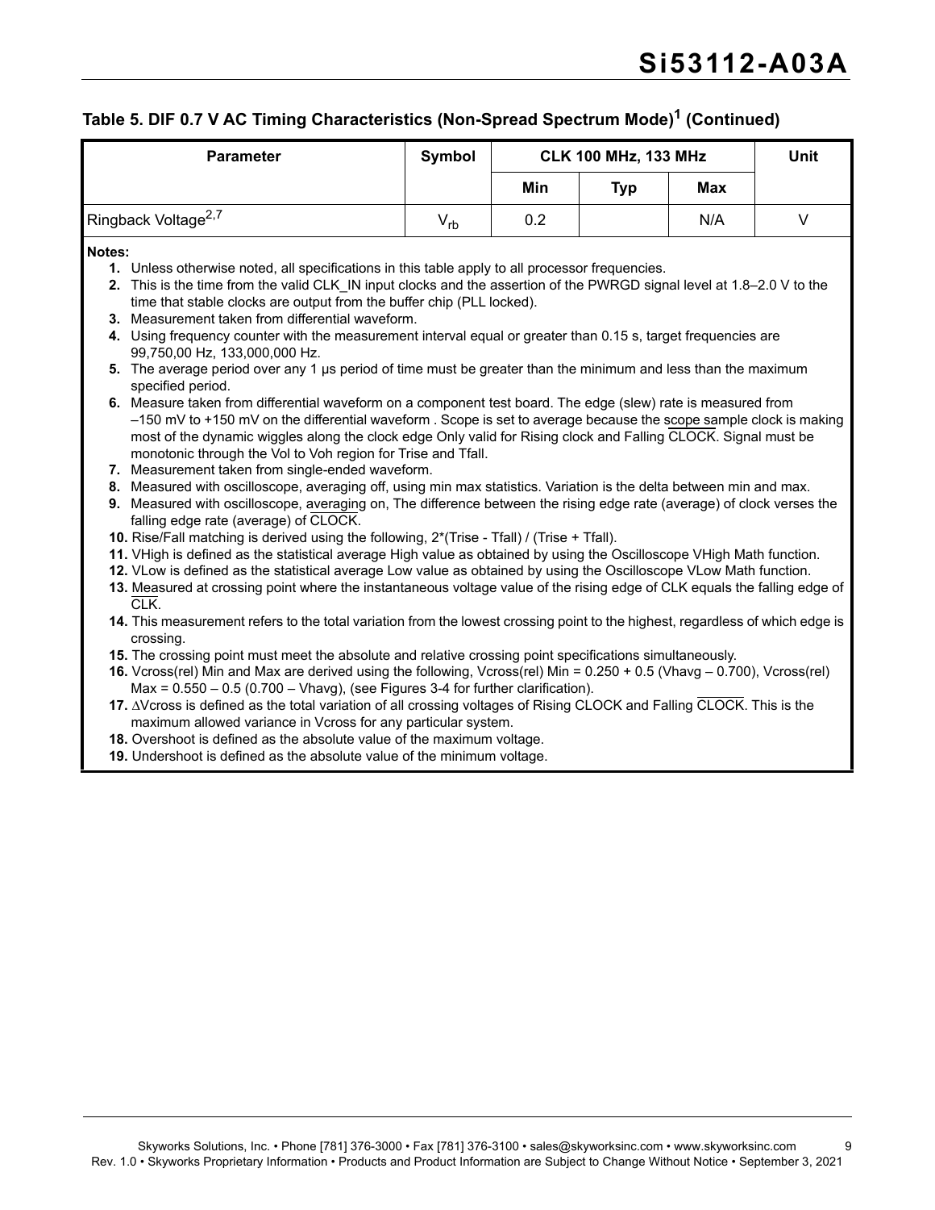### Table 5. DIF 0.7 V AC Timing Characteristics (Non-Spread Spectrum Mode)[1] (Continued)

| Parameter | Symbol | CLK 100 MHz, 133 MHz | | | Unit |
|---|---|---|---|---|---|
| | | Min | Typ | Max | |
| Ringback Voltage[2,7] | $V_{rb}$ | 0.2 | | N/A | V |

**Notes:**

1. Unless otherwise noted, all specifications in this table apply to all processor frequencies.
2. This is the time from the valid CLK_IN input clocks and the assertion of the PWRGD signal level at 1.8–2.0 V to the time that stable clocks are output from the buffer chip (PLL locked).
3. Measurement taken from differential waveform.
4. Using frequency counter with the measurement interval equal or greater than 0.15 s, target frequencies are 99,750,00 Hz, 133,000,000 Hz.
5. The average period over any 1 µs period of time must be greater than the minimum and less than the maximum specified period.
6. Measure taken from differential waveform on a component test board. The edge (slew) rate is measured from –150 mV to +150 mV on the differential waveform . Scope is set to average because the scope sample clock is making most of the dynamic wiggles along the clock edge Only valid for Rising clock and Falling $\overline{\text{CLOCK}}$. Signal must be monotonic through the Vol to Voh region for Trise and Tfall.
7. Measurement taken from single-ended waveform.
8. Measured with oscilloscope, averaging off, using min max statistics. Variation is the delta between min and max.
9. Measured with oscilloscope, averaging on, The difference between the rising edge rate (average) of clock verses the falling edge rate (average) of $\overline{\text{CLOCK}}$.
10. Rise/Fall matching is derived using the following, 2*(Trise - Tfall) / (Trise + Tfall).
11. VHigh is defined as the statistical average High value as obtained by using the Oscilloscope VHigh Math function.
12. VLow is defined as the statistical average Low value as obtained by using the Oscilloscope VLow Math function.
13. Measured at crossing point where the instantaneous voltage value of the rising edge of CLK equals the falling edge of $\overline{\text{CLK}}$.
14. This measurement refers to the total variation from the lowest crossing point to the highest, regardless of which edge is crossing.
15. The crossing point must meet the absolute and relative crossing point specifications simultaneously.
16. Vcross(rel) Min and Max are derived using the following, Vcross(rel) Min = 0.250 + 0.5 (Vhavg – 0.700), Vcross(rel) Max = 0.550 – 0.5 (0.700 – Vhavg), (see Figures 3-4 for further clarification).
17. ∆Vcross is defined as the total variation of all crossing voltages of Rising CLOCK and Falling $\overline{\text{CLOCK}}$. This is the maximum allowed variance in Vcross for any particular system.
18. Overshoot is defined as the absolute value of the maximum voltage.
19. Undershoot is defined as the absolute value of the minimum voltage.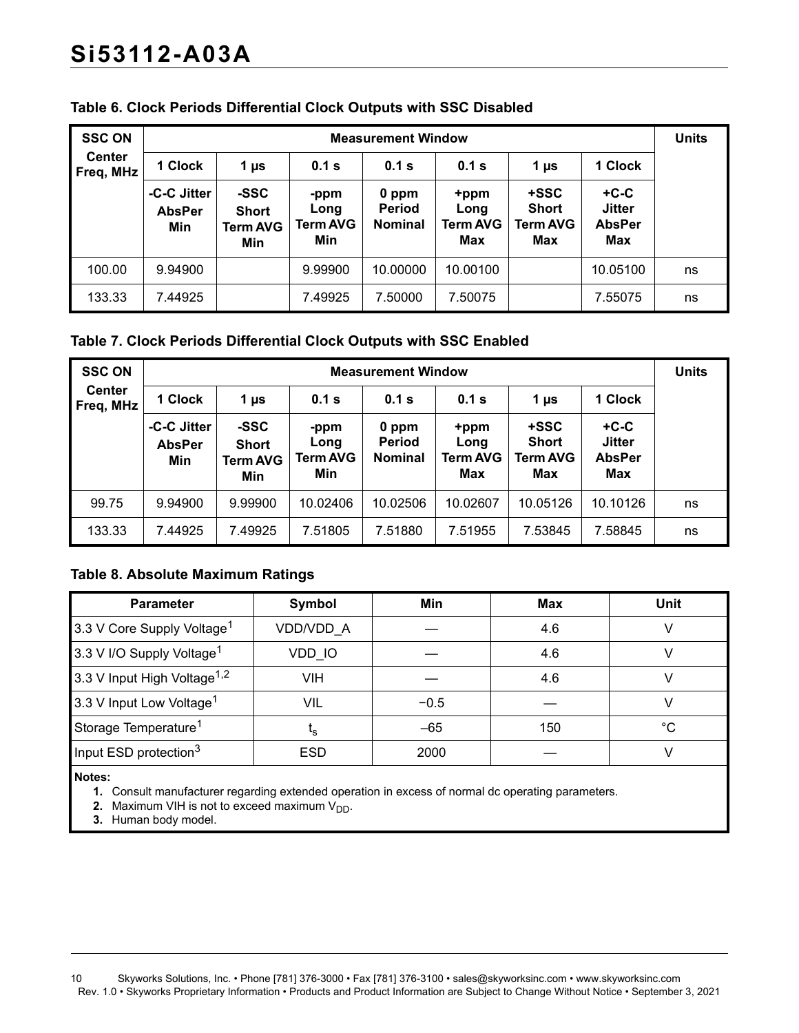## Table 6. Clock Periods Differential Clock Outputs with SSC Disabled

| SSC ON Center Freq, MHz | Measurement Window | | | | | | | Units |
|---|---|---|---|---|---|---|---|---|
| | 1 Clock | 1 µs | 0.1 s | 0.1 s | 0.1 s | 1 µs | 1 Clock | |
| | -C-C Jitter AbsPer Min | -SSC Short Term AVG Min | -ppm Long Term AVG Min | 0 ppm Period Nominal | +ppm Long Term AVG Max | +SSC Short Term AVG Max | +C-C Jitter AbsPer Max | |
| 100.00 | 9.94900 | | 9.99900 | 10.00000 | 10.00100 | | 10.05100 | ns |
| 133.33 | 7.44925 | | 7.49925 | 7.50000 | 7.50075 | | 7.55075 | ns |

## Table 7. Clock Periods Differential Clock Outputs with SSC Enabled

| SSC ON Center Freq, MHz | Measurement Window | | | | | | | Units |
|---|---|---|---|---|---|---|---|---|
| | 1 Clock | 1 µs | 0.1 s | 0.1 s | 0.1 s | 1 µs | 1 Clock | |
| | -C-C Jitter AbsPer Min | -SSC Short Term AVG Min | -ppm Long Term AVG Min | 0 ppm Period Nominal | +ppm Long Term AVG Max | +SSC Short Term AVG Max | +C-C Jitter AbsPer Max | |
| 99.75 | 9.94900 | 9.99900 | 10.02406 | 10.02506 | 10.02607 | 10.05126 | 10.10126 | ns |
| 133.33 | 7.44925 | 7.49925 | 7.51805 | 7.51880 | 7.51955 | 7.53845 | 7.58845 | ns |

## Table 8. Absolute Maximum Ratings

| Parameter | Symbol | Min | Max | Unit |
|---|---|---|---|---|
| 3.3 V Core Supply Voltage[1] | VDD/VDD_A | — | 4.6 | V |
| 3.3 V I/O Supply Voltage[1] | VDD_IO | — | 4.6 | V |
| 3.3 V Input High Voltage[1,2] | VIH | — | 4.6 | V |
| 3.3 V Input Low Voltage[1] | VIL | −0.5 | — | V |
| Storage Temperature[1] | $t_s$ | –65 | 150 | °C |
| Input ESD protection[3] | ESD | 2000 | — | V |

**Notes:**

1. Consult manufacturer regarding extended operation in excess of normal dc operating parameters.
2. Maximum VIH is not to exceed maximum $V_{DD}$.
3. Human body model.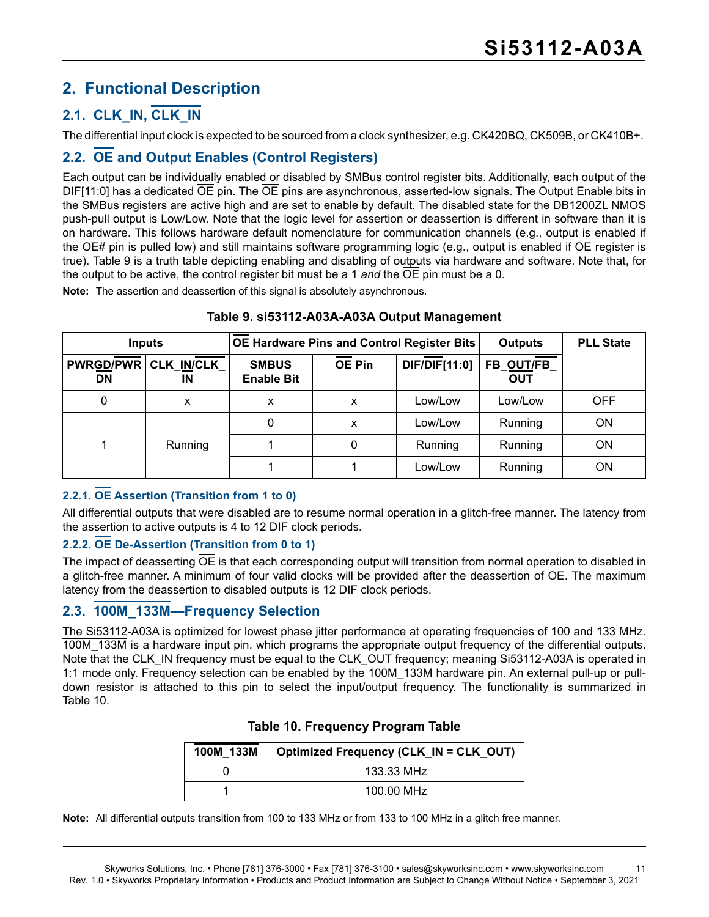## 2. Functional Description

### 2.1. CLK_IN, CLK_IN

The differential input clock is expected to be sourced from a clock synthesizer, e.g. CK420BQ, CK509B, or CK410B+.

### 2.2. OE and Output Enables (Control Registers)

Each output can be individually enabled or disabled by SMBus control register bits. Additionally, each output of the DIF[11:0] has a dedicated OE pin. The OE pins are asynchronous, asserted-low signals. The Output Enable bits in the SMBus registers are active high and are set to enable by default. The disabled state for the DB1200ZL NMOS push-pull output is Low/Low. Note that the logic level for assertion or deassertion is different in software than it is on hardware. This follows hardware default nomenclature for communication channels (e.g., output is enabled if the OE# pin is pulled low) and still maintains software programming logic (e.g., output is enabled if OE register is true). Table 9 is a truth table depicting enabling and disabling of outputs via hardware and software. Note that, for the output to be active, the control register bit must be a 1 *and* the OE pin must be a 0.

**Note:** The assertion and deassertion of this signal is absolutely asynchronous.

**Table 9. si53112-A03A-A03A Output Management**

| Inputs | | OE Hardware Pins and Control Register Bits | | Outputs | | PLL State |
|---|---|---|---|---|---|---|
| PWRGD/PWRDN | CLK_IN/CLK_IN | SMBUS Enable Bit | OE Pin | DIF/DIF[11:0] | FB_OUT/FB_OUT | |
| 0 | x | x | x | Low/Low | Low/Low | OFF |
| 1 | Running | 0 | x | Low/Low | Running | ON |
| | | 1 | 0 | Running | Running | ON |
| | | 1 | 1 | Low/Low | Running | ON |

#### 2.2.1. OE Assertion (Transition from 1 to 0)

All differential outputs that were disabled are to resume normal operation in a glitch-free manner. The latency from the assertion to active outputs is 4 to 12 DIF clock periods.

#### 2.2.2. OE De-Assertion (Transition from 0 to 1)

The impact of deasserting OE is that each corresponding output will transition from normal operation to disabled in a glitch-free manner. A minimum of four valid clocks will be provided after the deassertion of OE. The maximum latency from the deassertion to disabled outputs is 12 DIF clock periods.

### 2.3. 100M_133M—Frequency Selection

The Si53112-A03A is optimized for lowest phase jitter performance at operating frequencies of 100 and 133 MHz. 100M_133M is a hardware input pin, which programs the appropriate output frequency of the differential outputs. Note that the CLK_IN frequency must be equal to the CLK_OUT frequency; meaning Si53112-A03A is operated in 1:1 mode only. Frequency selection can be enabled by the 100M_133M hardware pin. An external pull-up or pull-down resistor is attached to this pin to select the input/output frequency. The functionality is summarized in Table 10.

**Table 10. Frequency Program Table**

| 100M_133M | Optimized Frequency (CLK_IN = CLK_OUT) |
|---|---|
| 0 | 133.33 MHz |
| 1 | 100.00 MHz |

**Note:** All differential outputs transition from 100 to 133 MHz or from 133 to 100 MHz in a glitch free manner.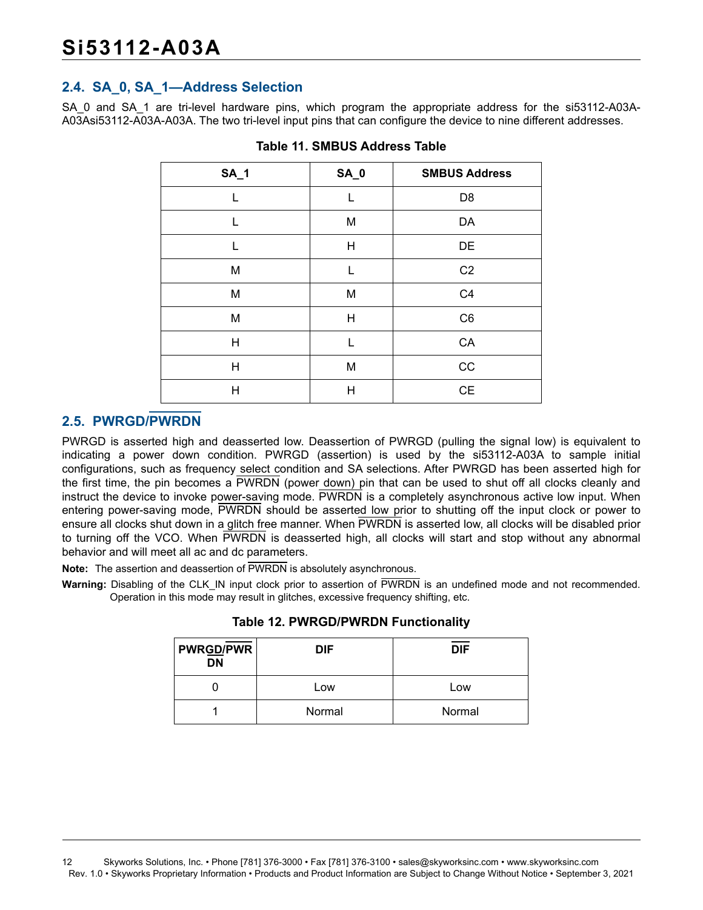## 2.4. SA_0, SA_1—Address Selection

SA_0 and SA_1 are tri-level hardware pins, which program the appropriate address for the si53112-A03A-A03Asi53112-A03A-A03A. The two tri-level input pins that can configure the device to nine different addresses.

**Table 11. SMBUS Address Table**

| SA_1 | SA_0 | SMBUS Address |
|---|---|---|
| L | L | D8 |
| L | M | DA |
| L | H | DE |
| M | L | C2 |
| M | M | C4 |
| M | H | C6 |
| H | L | CA |
| H | M | CC |
| H | H | CE |

## 2.5. PWRGD/$\overline{\text{PWRDN}}$

PWRGD is asserted high and deasserted low. Deassertion of PWRGD (pulling the signal low) is equivalent to indicating a power down condition. PWRGD (assertion) is used by the si53112-A03A to sample initial configurations, such as frequency select condition and SA selections. After PWRGD has been asserted high for the first time, the pin becomes a $\overline{\text{PWRDN}}$ (power down) pin that can be used to shut off all clocks cleanly and instruct the device to invoke power-saving mode. $\overline{\text{PWRDN}}$ is a completely asynchronous active low input. When entering power-saving mode, $\overline{\text{PWRDN}}$ should be asserted low prior to shutting off the input clock or power to ensure all clocks shut down in a glitch free manner. When $\overline{\text{PWRDN}}$ is asserted low, all clocks will be disabled prior to turning off the VCO. When $\overline{\text{PWRDN}}$ is deasserted high, all clocks will start and stop without any abnormal behavior and will meet all ac and dc parameters.

**Note:** The assertion and deassertion of $\overline{\text{PWRDN}}$ is absolutely asynchronous.

**Warning:** Disabling of the CLK_IN input clock prior to assertion of $\overline{\text{PWRDN}}$ is an undefined mode and not recommended. Operation in this mode may result in glitches, excessive frequency shifting, etc.

**Table 12. PWRGD/PWRDN Functionality**

| PWRGD/$\overline{\text{PWRDN}}$ | DIF | $\overline{\text{DIF}}$ |
|---|---|---|
| 0 | Low | Low |
| 1 | Normal | Normal |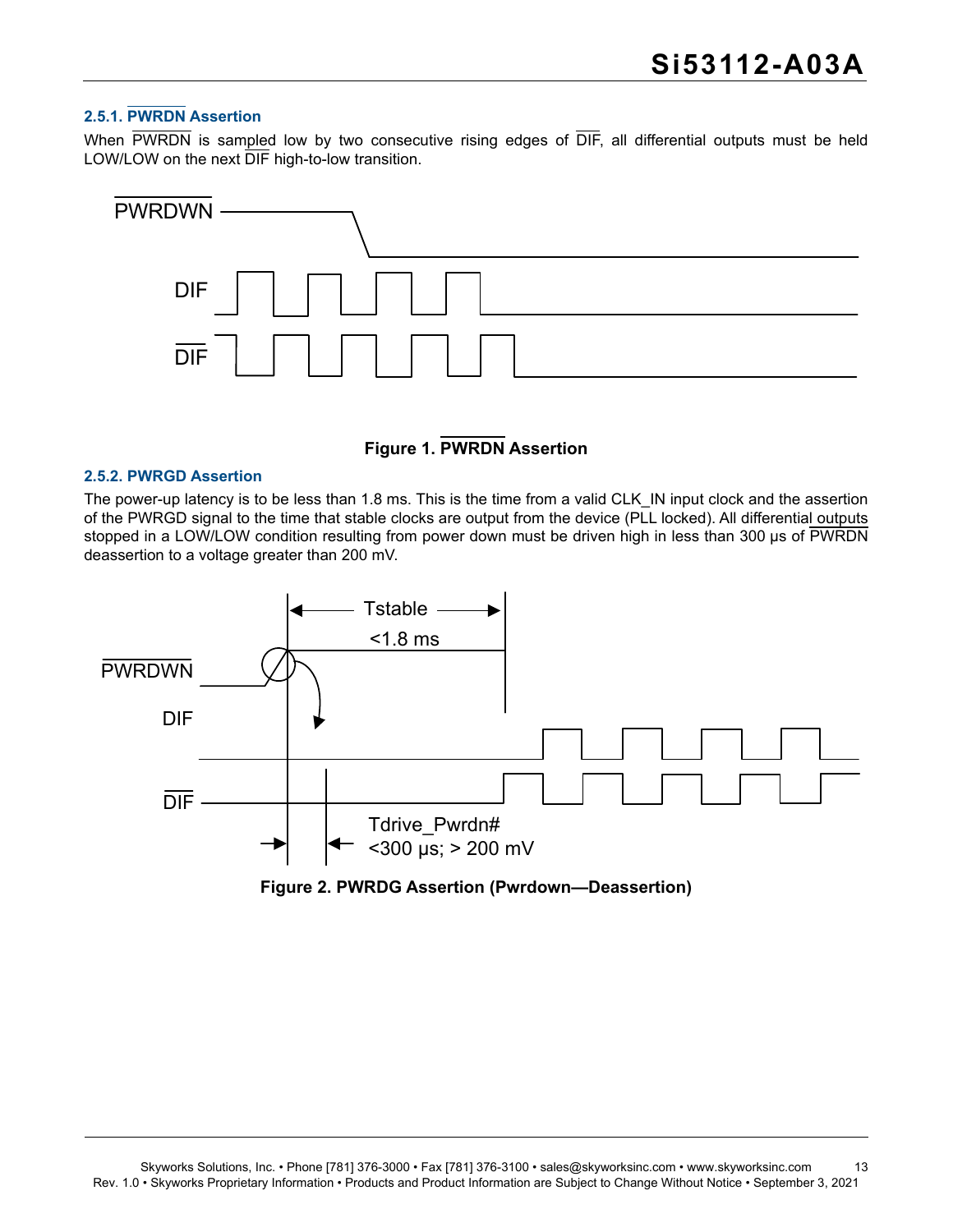### 2.5.1. PWRDN Assertion

When PWRDN is sampled low by two consecutive rising edges of DIF, all differential outputs must be held LOW/LOW on the next DIF high-to-low transition.

**Figure 1. PWRDN Assertion**

### 2.5.2. PWRGD Assertion

The power-up latency is to be less than 1.8 ms. This is the time from a valid CLK_IN input clock and the assertion of the PWRGD signal to the time that stable clocks are output from the device (PLL locked). All differential outputs stopped in a LOW/LOW condition resulting from power down must be driven high in less than 300 µs of PWRDN deassertion to a voltage greater than 200 mV.

**Figure 2. PWRDG Assertion (Pwrdown—Deassertion)**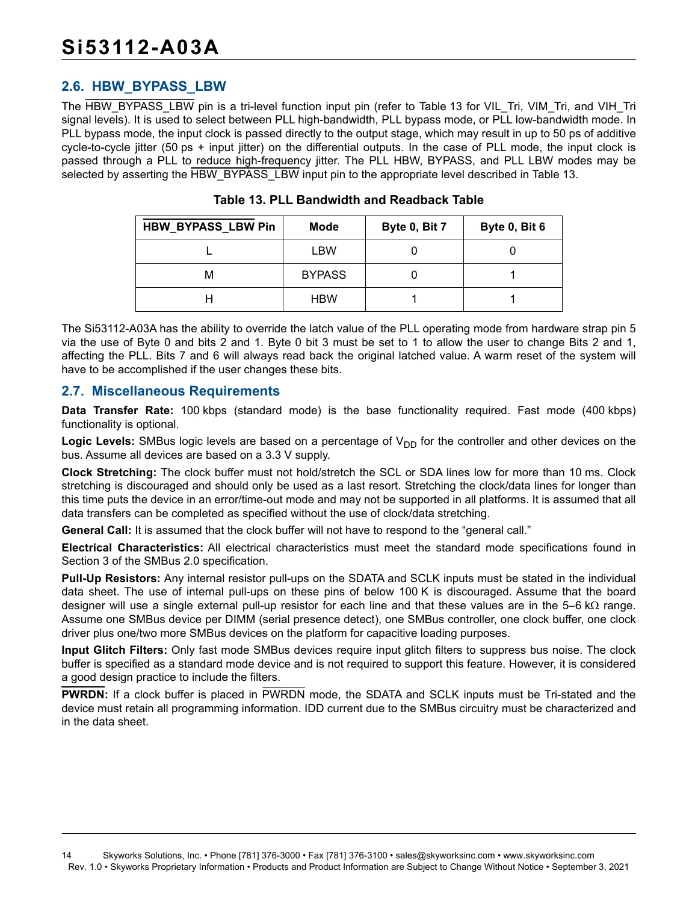## 2.6. HBW_BYPASS_LBW

The HBW_BYPASS_LBW pin is a tri-level function input pin (refer to Table 13 for VIL_Tri, VIM_Tri, and VIH_Tri signal levels). It is used to select between PLL high-bandwidth, PLL bypass mode, or PLL low-bandwidth mode. In PLL bypass mode, the input clock is passed directly to the output stage, which may result in up to 50 ps of additive cycle-to-cycle jitter (50 ps + input jitter) on the differential outputs. In the case of PLL mode, the input clock is passed through a PLL to reduce high-frequency jitter. The PLL HBW, BYPASS, and PLL LBW modes may be selected by asserting the HBW_BYPASS_LBW input pin to the appropriate level described in Table 13.

**Table 13. PLL Bandwidth and Readback Table**

| HBW_BYPASS_LBW Pin | Mode | Byte 0, Bit 7 | Byte 0, Bit 6 |
|---|---|---|---|
| L | LBW | 0 | 0 |
| M | BYPASS | 0 | 1 |
| H | HBW | 1 | 1 |

The Si53112-A03A has the ability to override the latch value of the PLL operating mode from hardware strap pin 5 via the use of Byte 0 and bits 2 and 1. Byte 0 bit 3 must be set to 1 to allow the user to change Bits 2 and 1, affecting the PLL. Bits 7 and 6 will always read back the original latched value. A warm reset of the system will have to be accomplished if the user changes these bits.

## 2.7. Miscellaneous Requirements

**Data Transfer Rate:** 100 kbps (standard mode) is the base functionality required. Fast mode (400 kbps) functionality is optional.

**Logic Levels:** SMBus logic levels are based on a percentage of $V_{DD}$ for the controller and other devices on the bus. Assume all devices are based on a 3.3 V supply.

**Clock Stretching:** The clock buffer must not hold/stretch the SCL or SDA lines low for more than 10 ms. Clock stretching is discouraged and should only be used as a last resort. Stretching the clock/data lines for longer than this time puts the device in an error/time-out mode and may not be supported in all platforms. It is assumed that all data transfers can be completed as specified without the use of clock/data stretching.

**General Call:** It is assumed that the clock buffer will not have to respond to the "general call."

**Electrical Characteristics:** All electrical characteristics must meet the standard mode specifications found in Section 3 of the SMBus 2.0 specification.

**Pull-Up Resistors:** Any internal resistor pull-ups on the SDATA and SCLK inputs must be stated in the individual data sheet. The use of internal pull-ups on these pins of below 100 K is discouraged. Assume that the board designer will use a single external pull-up resistor for each line and that these values are in the 5–6 kΩ range. Assume one SMBus device per DIMM (serial presence detect), one SMBus controller, one clock buffer, one clock driver plus one/two more SMBus devices on the platform for capacitive loading purposes.

**Input Glitch Filters:** Only fast mode SMBus devices require input glitch filters to suppress bus noise. The clock buffer is specified as a standard mode device and is not required to support this feature. However, it is considered a good design practice to include the filters.

**PWRDN:** If a clock buffer is placed in PWRDN mode, the SDATA and SCLK inputs must be Tri-stated and the device must retain all programming information. IDD current due to the SMBus circuitry must be characterized and in the data sheet.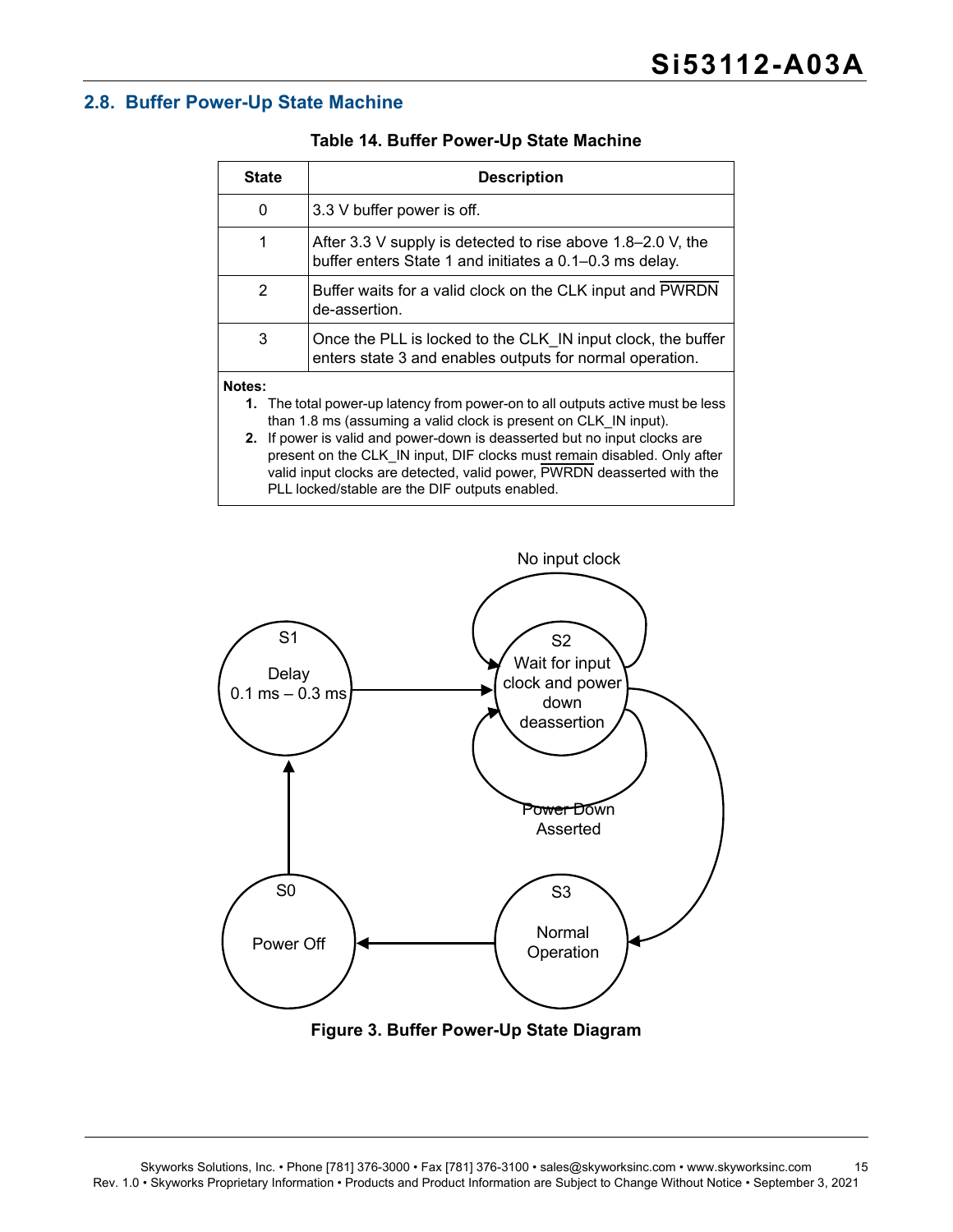## 2.8. Buffer Power-Up State Machine

**Table 14. Buffer Power-Up State Machine**

| State | Description |
|---|---|
| 0 | 3.3 V buffer power is off. |
| 1 | After 3.3 V supply is detected to rise above 1.8–2.0 V, the buffer enters State 1 and initiates a 0.1–0.3 ms delay. |
| 2 | Buffer waits for a valid clock on the CLK input and $\overline{\text{PWRDN}}$ de-assertion. |
| 3 | Once the PLL is locked to the CLK_IN input clock, the buffer enters state 3 and enables outputs for normal operation. |

**Notes:**

1. The total power-up latency from power-on to all outputs active must be less than 1.8 ms (assuming a valid clock is present on CLK_IN input).
2. If power is valid and power-down is deasserted but no input clocks are present on the CLK_IN input, DIF clocks must remain disabled. Only after valid input clocks are detected, valid power, $\overline{\text{PWRDN}}$ deasserted with the PLL locked/stable are the DIF outputs enabled.

```
S0 (Power Off) --> S1 (Delay 0.1 ms – 0.3 ms)
S1 --> S2 (Wait for input clock and power down deassertion)
S2 --> S2 : No input clock
S2 --> S2 : Power Down Asserted
S2 --> S3 (Normal Operation)
S3 --> S0
```

**Figure 3. Buffer Power-Up State Diagram**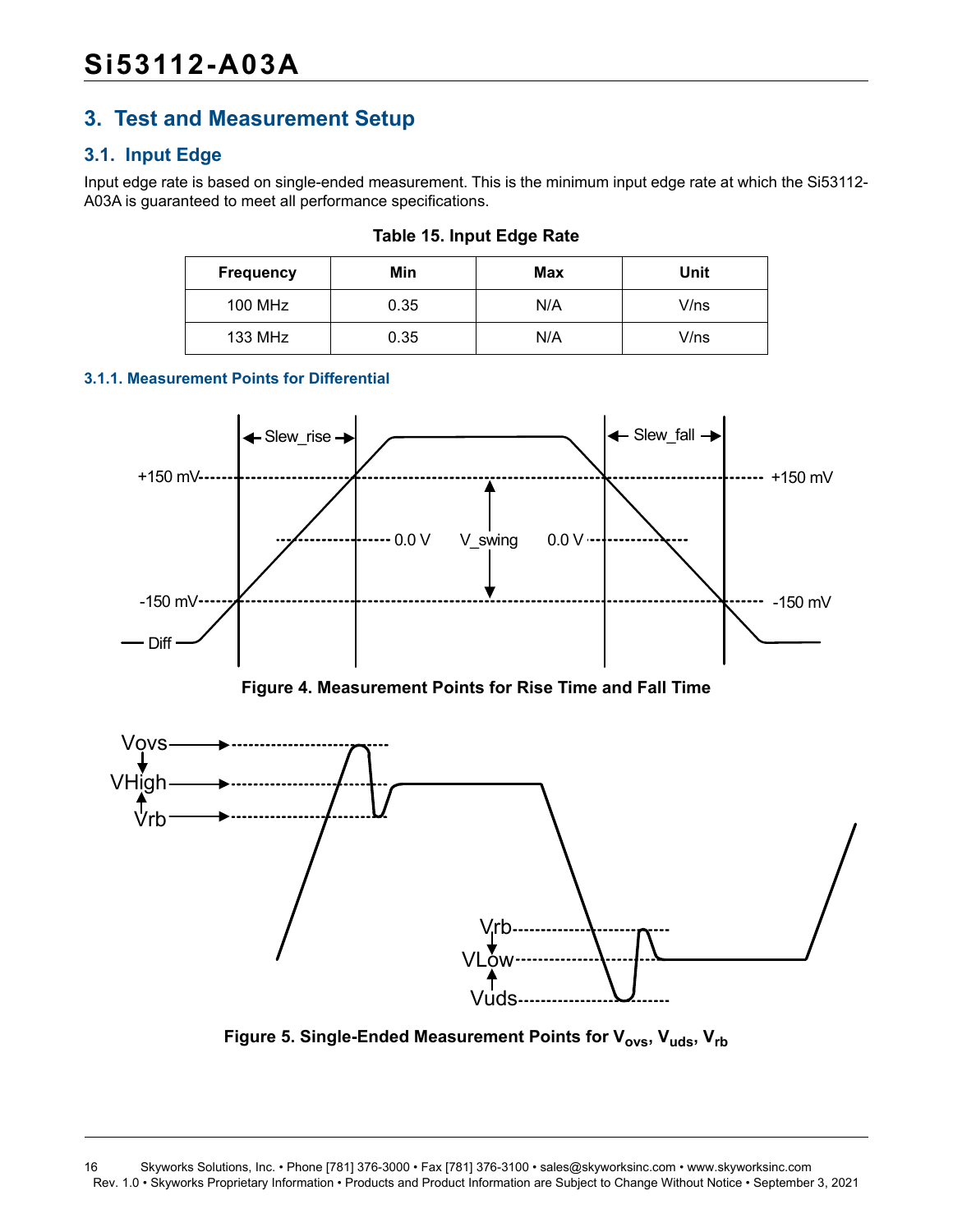# 3. Test and Measurement Setup

## 3.1. Input Edge

Input edge rate is based on single-ended measurement. This is the minimum input edge rate at which the Si53112-A03A is guaranteed to meet all performance specifications.

**Table 15. Input Edge Rate**

| Frequency | Min | Max | Unit |
|---|---|---|---|
| 100 MHz | 0.35 | N/A | V/ns |
| 133 MHz | 0.35 | N/A | V/ns |

### 3.1.1. Measurement Points for Differential

**Figure 4. Measurement Points for Rise Time and Fall Time**

**Figure 5. Single-Ended Measurement Points for $V_{ovs}$, $V_{uds}$, $V_{rb}$**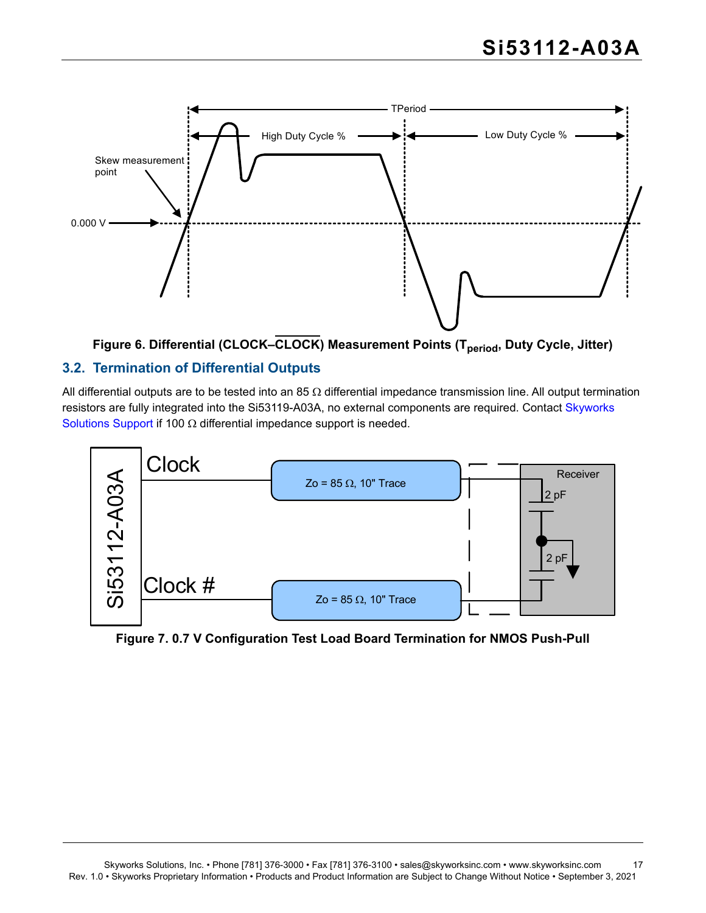Figure 6. Differential (CLOCK–$\overline{\text{CLOCK}}$) Measurement Points ($T_{period}$, Duty Cycle, Jitter)

## 3.2. Termination of Differential Outputs

All differential outputs are to be tested into an 85 Ω differential impedance transmission line. All output termination resistors are fully integrated into the Si53119-A03A, no external components are required. Contact Skyworks Solutions Support if 100 Ω differential impedance support is needed.

Figure 7. 0.7 V Configuration Test Load Board Termination for NMOS Push-Pull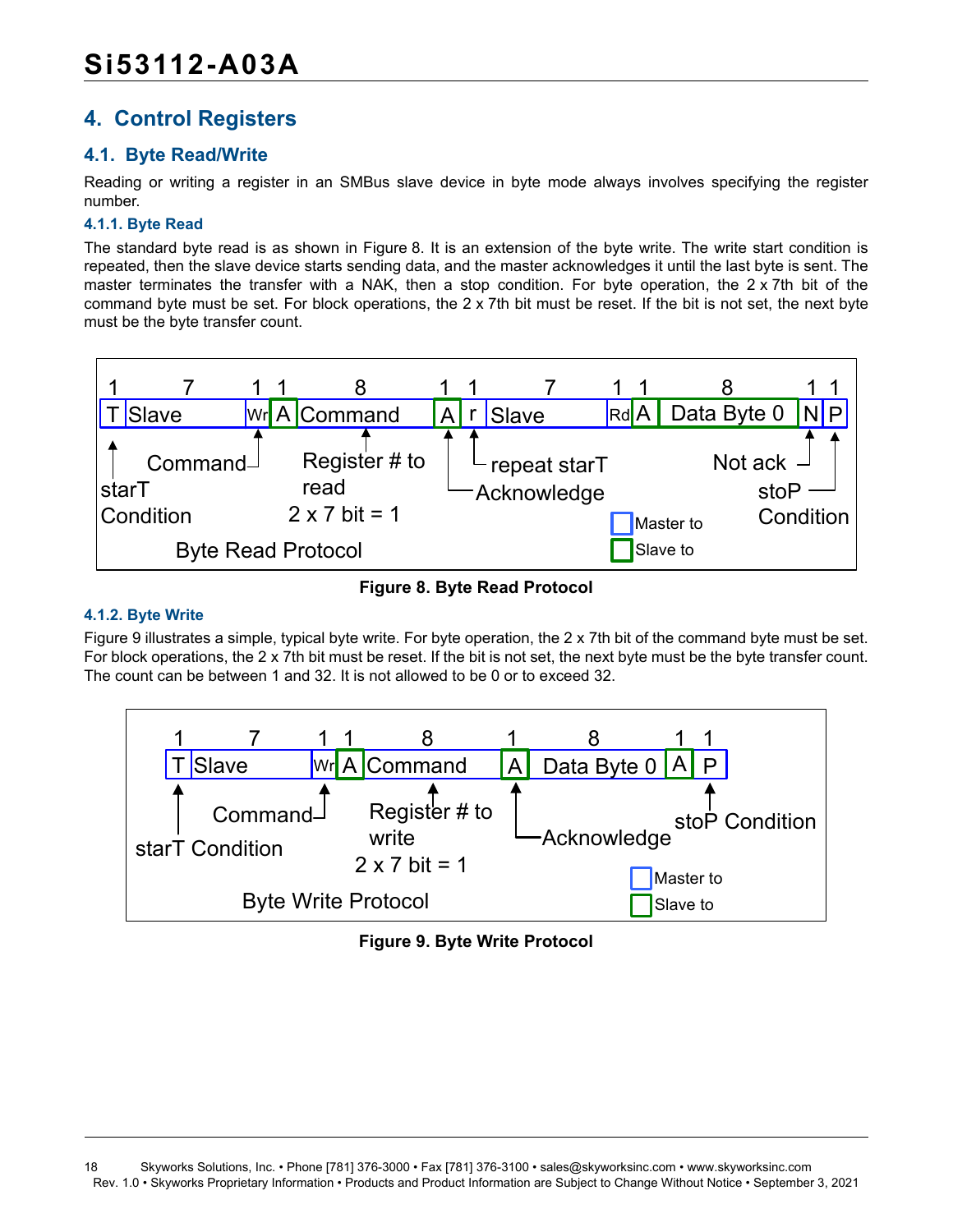## 4. Control Registers

### 4.1. Byte Read/Write

Reading or writing a register in an SMBus slave device in byte mode always involves specifying the register number.

#### 4.1.1. Byte Read

The standard byte read is as shown in Figure 8. It is an extension of the byte write. The write start condition is repeated, then the slave device starts sending data, and the master acknowledges it until the last byte is sent. The master terminates the transfer with a NAK, then a stop condition. For byte operation, the 2 x 7th bit of the command byte must be set. For block operations, the 2 x 7th bit must be reset. If the bit is not set, the next byte must be the byte transfer count.

| 1 | 7 | 1 | 1 | 8 | 1 | 1 | 7 | 1 | 1 | 8 | 1 | 1 |
|---|---|---|---|---|---|---|---|---|---|---|---|---|
| T | Slave | Wr | A | Command | A | r | Slave | Rd | A | Data Byte 0 | N | P |

T: starT Condition; Wr: Command; Command: Register # to read, 2 x 7 bit = 1; A: Acknowledge; r: repeat starT; N: Not ack; P: stoP Condition. Blue boxes: Master to; Green boxes: Slave to.

Byte Read Protocol

**Figure 8. Byte Read Protocol**

#### 4.1.2. Byte Write

Figure 9 illustrates a simple, typical byte write. For byte operation, the 2 x 7th bit of the command byte must be set. For block operations, the 2 x 7th bit must be reset. If the bit is not set, the next byte must be the byte transfer count. The count can be between 1 and 32. It is not allowed to be 0 or to exceed 32.

| 1 | 7 | 1 | 1 | 8 | 1 | 8 | 1 | 1 |
|---|---|---|---|---|---|---|---|---|
| T | Slave | Wr | A | Command | A | Data Byte 0 | A | P |

T: starT Condition; Wr: Command; Command: Register # to write, 2 x 7 bit = 1; A: Acknowledge; P: stoP Condition. Blue boxes: Master to; Green boxes: Slave to.

Byte Write Protocol

**Figure 9. Byte Write Protocol**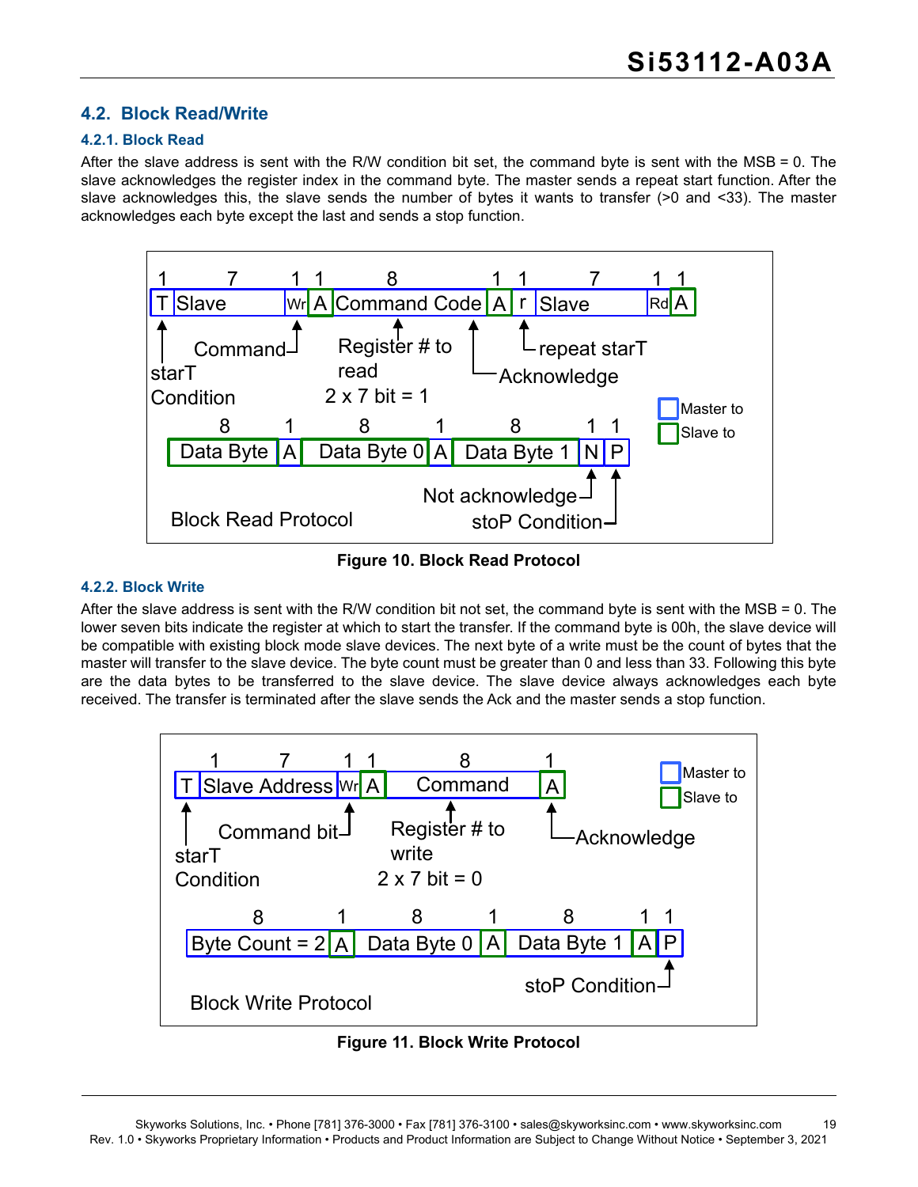## 4.2. Block Read/Write

### 4.2.1. Block Read

After the slave address is sent with the R/W condition bit set, the command byte is sent with the MSB = 0. The slave acknowledges the register index in the command byte. The master sends a repeat start function. After the slave acknowledges this, the slave sends the number of bytes it wants to transfer (>0 and <33). The master acknowledges each byte except the last and sends a stop function.

| 1 | 7 | 1 | 1 | 8 | 1 | 1 | 7 | 1 | 1 |
|---|---|---|---|---|---|---|---|---|---|
| T | Slave | Wr | A | Command Code | A | r | Slave | Rd | A |

| 8 | 1 | 8 | 1 | 8 | 1 | 1 |
|---|---|---|---|---|---|---|
| Data Byte | A | Data Byte 0 | A | Data Byte 1 | N | P |

starT Condition; Command; Register # to read, 2 x 7 bit = 1; Acknowledge; repeat starT; Not acknowledge; stoP Condition

Master to / Slave to

Block Read Protocol

**Figure 10. Block Read Protocol**

### 4.2.2. Block Write

After the slave address is sent with the R/W condition bit not set, the command byte is sent with the MSB = 0. The lower seven bits indicate the register at which to start the transfer. If the command byte is 00h, the slave device will be compatible with existing block mode slave devices. The next byte of a write must be the count of bytes that the master will transfer to the slave device. The byte count must be greater than 0 and less than 33. Following this byte are the data bytes to be transferred to the slave device. The slave device always acknowledges each byte received. The transfer is terminated after the slave sends the Ack and the master sends a stop function.

| 1 | 7 | 1 | 1 | 8 | 1 |
|---|---|---|---|---|---|
| T | Slave Address | Wr | A | Command | A |

| 8 | 1 | 8 | 1 | 8 | 1 | 1 |
|---|---|---|---|---|---|---|
| Byte Count = 2 | A | Data Byte 0 | A | Data Byte 1 | A | P |

starT Condition; Command bit; Register # to write, 2 x 7 bit = 0; Acknowledge; stoP Condition

Master to / Slave to

Block Write Protocol

**Figure 11. Block Write Protocol**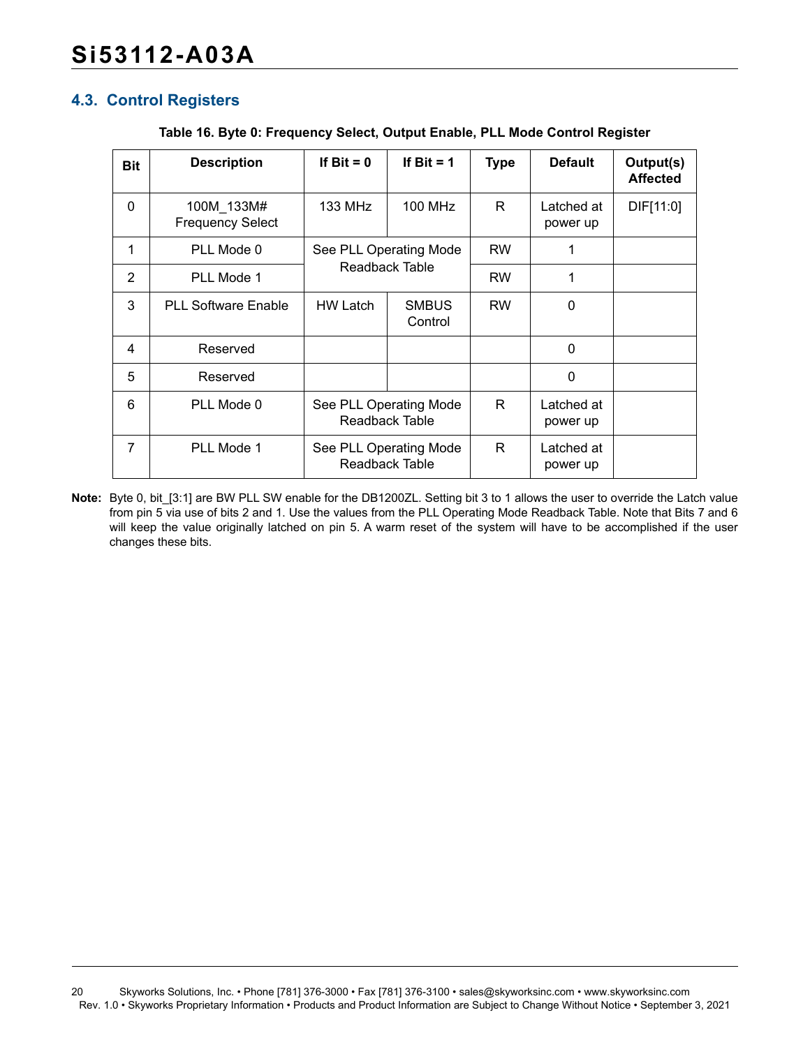## 4.3. Control Registers

**Table 16. Byte 0: Frequency Select, Output Enable, PLL Mode Control Register**

| Bit | Description | If Bit = 0 | If Bit = 1 | Type | Default | Output(s) Affected |
|---|---|---|---|---|---|---|
| 0 | 100M_133M# Frequency Select | 133 MHz | 100 MHz | R | Latched at power up | DIF[11:0] |
| 1 | PLL Mode 0 | See PLL Operating Mode Readback Table | | RW | 1 | |
| 2 | PLL Mode 1 | | | RW | 1 | |
| 3 | PLL Software Enable | HW Latch | SMBUS Control | RW | 0 | |
| 4 | Reserved | | | | 0 | |
| 5 | Reserved | | | | 0 | |
| 6 | PLL Mode 0 | See PLL Operating Mode Readback Table | | R | Latched at power up | |
| 7 | PLL Mode 1 | See PLL Operating Mode Readback Table | | R | Latched at power up | |

**Note:** Byte 0, bit_[3:1] are BW PLL SW enable for the DB1200ZL. Setting bit 3 to 1 allows the user to override the Latch value from pin 5 via use of bits 2 and 1. Use the values from the PLL Operating Mode Readback Table. Note that Bits 7 and 6 will keep the value originally latched on pin 5. A warm reset of the system will have to be accomplished if the user changes these bits.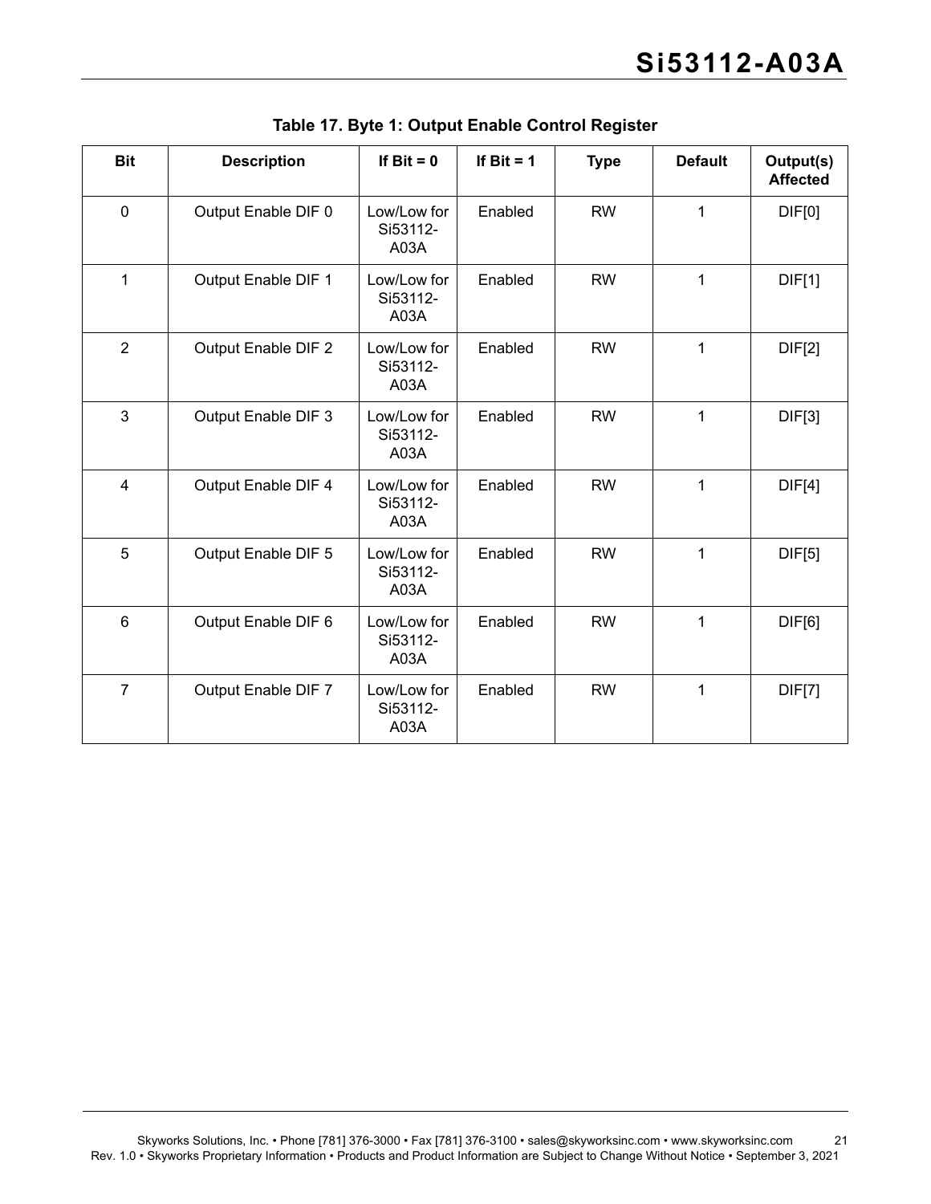**Table 17. Byte 1: Output Enable Control Register**

| Bit | Description | If Bit = 0 | If Bit = 1 | Type | Default | Output(s) Affected |
|---|---|---|---|---|---|---|
| 0 | Output Enable DIF 0 | Low/Low for Si53112-A03A | Enabled | RW | 1 | DIF[0] |
| 1 | Output Enable DIF 1 | Low/Low for Si53112-A03A | Enabled | RW | 1 | DIF[1] |
| 2 | Output Enable DIF 2 | Low/Low for Si53112-A03A | Enabled | RW | 1 | DIF[2] |
| 3 | Output Enable DIF 3 | Low/Low for Si53112-A03A | Enabled | RW | 1 | DIF[3] |
| 4 | Output Enable DIF 4 | Low/Low for Si53112-A03A | Enabled | RW | 1 | DIF[4] |
| 5 | Output Enable DIF 5 | Low/Low for Si53112-A03A | Enabled | RW | 1 | DIF[5] |
| 6 | Output Enable DIF 6 | Low/Low for Si53112-A03A | Enabled | RW | 1 | DIF[6] |
| 7 | Output Enable DIF 7 | Low/Low for Si53112-A03A | Enabled | RW | 1 | DIF[7] |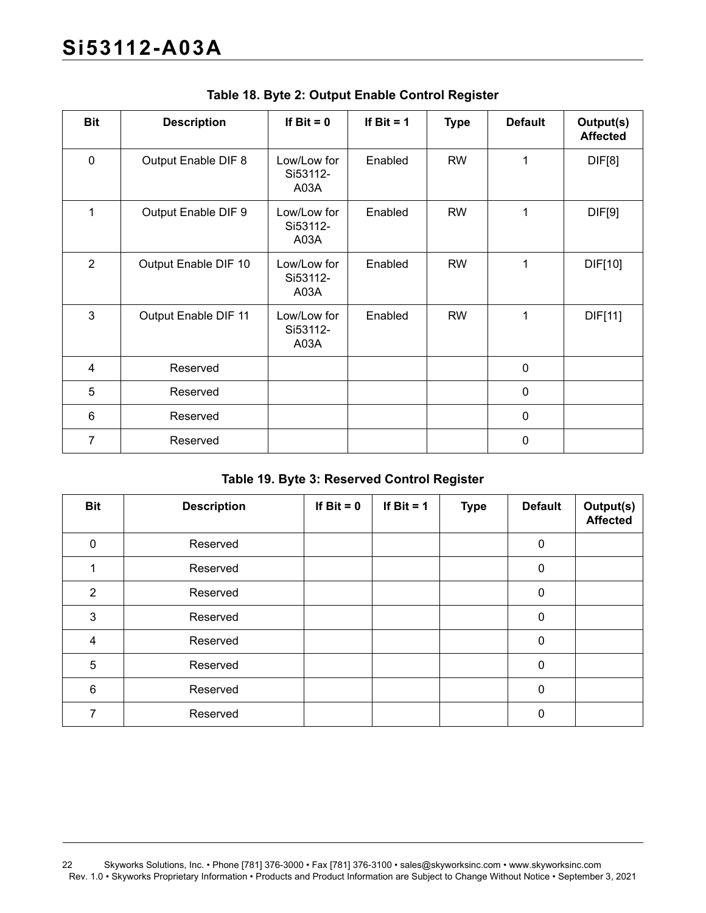**Table 18. Byte 2: Output Enable Control Register**

| Bit | Description | If Bit = 0 | If Bit = 1 | Type | Default | Output(s) Affected |
|---|---|---|---|---|---|---|
| 0 | Output Enable DIF 8 | Low/Low for Si53112-A03A | Enabled | RW | 1 | DIF[8] |
| 1 | Output Enable DIF 9 | Low/Low for Si53112-A03A | Enabled | RW | 1 | DIF[9] |
| 2 | Output Enable DIF 10 | Low/Low for Si53112-A03A | Enabled | RW | 1 | DIF[10] |
| 3 | Output Enable DIF 11 | Low/Low for Si53112-A03A | Enabled | RW | 1 | DIF[11] |
| 4 | Reserved | | | | 0 | |
| 5 | Reserved | | | | 0 | |
| 6 | Reserved | | | | 0 | |
| 7 | Reserved | | | | 0 | |

**Table 19. Byte 3: Reserved Control Register**

| Bit | Description | If Bit = 0 | If Bit = 1 | Type | Default | Output(s) Affected |
|---|---|---|---|---|---|---|
| 0 | Reserved | | | | 0 | |
| 1 | Reserved | | | | 0 | |
| 2 | Reserved | | | | 0 | |
| 3 | Reserved | | | | 0 | |
| 4 | Reserved | | | | 0 | |
| 5 | Reserved | | | | 0 | |
| 6 | Reserved | | | | 0 | |
| 7 | Reserved | | | | 0 | |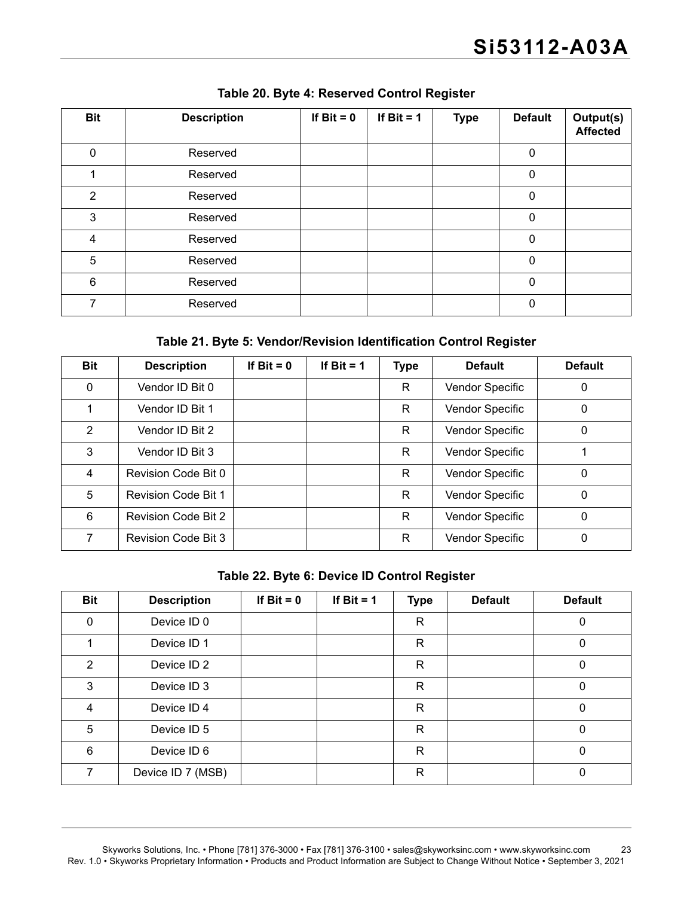**Table 20. Byte 4: Reserved Control Register**

| Bit | Description | If Bit = 0 | If Bit = 1 | Type | Default | Output(s) Affected |
|---|---|---|---|---|---|---|
| 0 | Reserved | | | | 0 | |
| 1 | Reserved | | | | 0 | |
| 2 | Reserved | | | | 0 | |
| 3 | Reserved | | | | 0 | |
| 4 | Reserved | | | | 0 | |
| 5 | Reserved | | | | 0 | |
| 6 | Reserved | | | | 0 | |
| 7 | Reserved | | | | 0 | |

**Table 21. Byte 5: Vendor/Revision Identification Control Register**

| Bit | Description | If Bit = 0 | If Bit = 1 | Type | Default | Default |
|---|---|---|---|---|---|---|
| 0 | Vendor ID Bit 0 | | | R | Vendor Specific | 0 |
| 1 | Vendor ID Bit 1 | | | R | Vendor Specific | 0 |
| 2 | Vendor ID Bit 2 | | | R | Vendor Specific | 0 |
| 3 | Vendor ID Bit 3 | | | R | Vendor Specific | 1 |
| 4 | Revision Code Bit 0 | | | R | Vendor Specific | 0 |
| 5 | Revision Code Bit 1 | | | R | Vendor Specific | 0 |
| 6 | Revision Code Bit 2 | | | R | Vendor Specific | 0 |
| 7 | Revision Code Bit 3 | | | R | Vendor Specific | 0 |

**Table 22. Byte 6: Device ID Control Register**

| Bit | Description | If Bit = 0 | If Bit = 1 | Type | Default | Default |
|---|---|---|---|---|---|---|
| 0 | Device ID 0 | | | R | | 0 |
| 1 | Device ID 1 | | | R | | 0 |
| 2 | Device ID 2 | | | R | | 0 |
| 3 | Device ID 3 | | | R | | 0 |
| 4 | Device ID 4 | | | R | | 0 |
| 5 | Device ID 5 | | | R | | 0 |
| 6 | Device ID 6 | | | R | | 0 |
| 7 | Device ID 7 (MSB) | | | R | | 0 |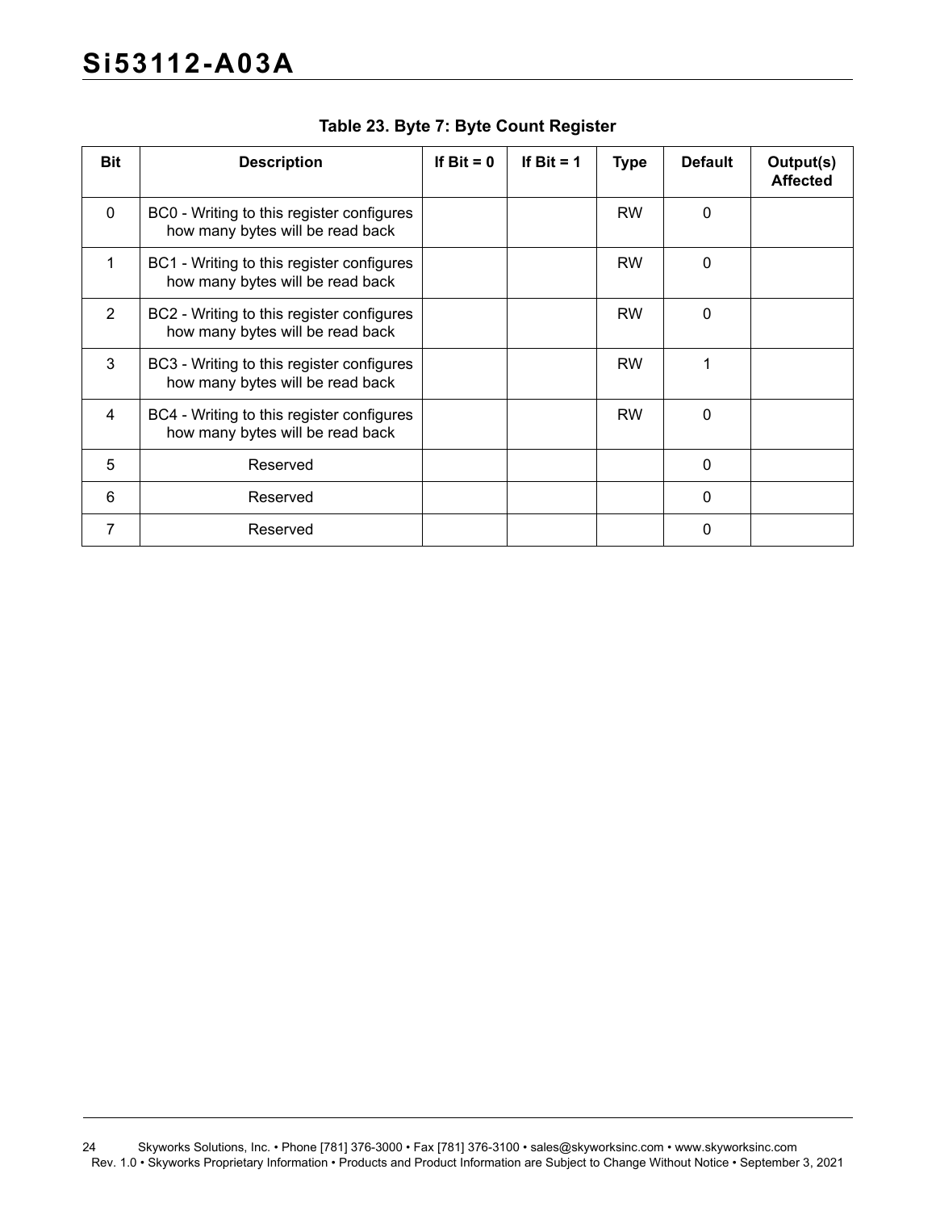**Table 23. Byte 7: Byte Count Register**

| Bit | Description | If Bit = 0 | If Bit = 1 | Type | Default | Output(s) Affected |
|---|---|---|---|---|---|---|
| 0 | BC0 - Writing to this register configures how many bytes will be read back | | | RW | 0 | |
| 1 | BC1 - Writing to this register configures how many bytes will be read back | | | RW | 0 | |
| 2 | BC2 - Writing to this register configures how many bytes will be read back | | | RW | 0 | |
| 3 | BC3 - Writing to this register configures how many bytes will be read back | | | RW | 1 | |
| 4 | BC4 - Writing to this register configures how many bytes will be read back | | | RW | 0 | |
| 5 | Reserved | | | | 0 | |
| 6 | Reserved | | | | 0 | |
| 7 | Reserved | | | | 0 | |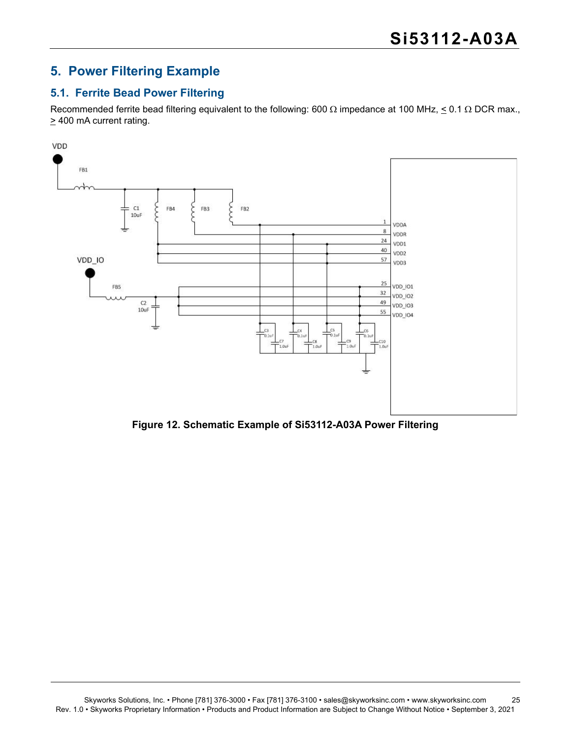# 5. Power Filtering Example

## 5.1. Ferrite Bead Power Filtering

Recommended ferrite bead filtering equivalent to the following: 600 Ω impedance at 100 MHz, ≤ 0.1 Ω DCR max., ≥ 400 mA current rating.

**Figure 12. Schematic Example of Si53112-A03A Power Filtering**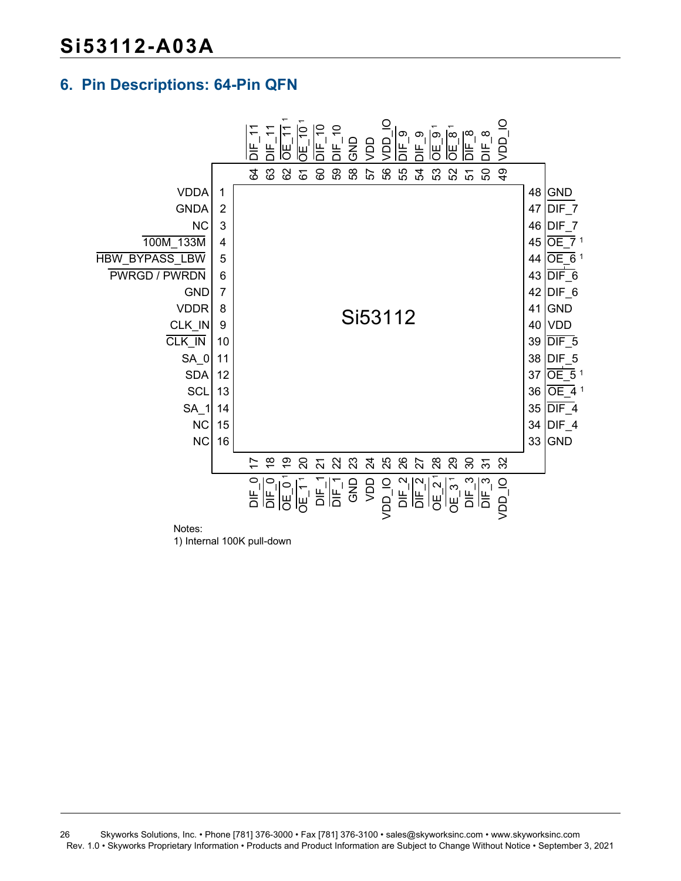## 6. Pin Descriptions: 64-Pin QFN

| Pin | Name | Pin | Name |
|---|---|---|---|
| 1 | VDDA | 33 | GND |
| 2 | GNDA | 34 | DIF_4 |
| 3 | NC | 35 | DIF_4 (inverted) |
| 4 | 100M_133M (inverted) | 36 | OE_4 (inverted) [1] |
| 5 | HBW_BYPASS_LBW | 37 | OE_5 (inverted) [1] |
| 6 | PWRGD / PWRDN (inverted) | 38 | DIF_5 |
| 7 | GND | 39 | DIF_5 (inverted) |
| 8 | VDDR | 40 | VDD |
| 9 | CLK_IN | 41 | GND |
| 10 | CLK_IN (inverted) | 42 | DIF_6 |
| 11 | SA_0 | 43 | DIF_6 (inverted) |
| 12 | SDA | 44 | OE_6 (inverted) [1] |
| 13 | SCL | 45 | OE_7 (inverted) [1] |
| 14 | SA_1 | 46 | DIF_7 |
| 15 | NC | 47 | DIF_7 (inverted) |
| 16 | NC | 48 | GND |
| 17 | DIF_0 | 49 | VDD_IO |
| 18 | DIF_0 (inverted) | 50 | DIF_8 |
| 19 | OE_0 (inverted) [1] | 51 | DIF_8 (inverted) |
| 20 | OE_1 (inverted) [1] | 52 | OE_8 (inverted) [1] |
| 21 | DIF_1 | 53 | OE_9 (inverted) [1] |
| 22 | DIF_1 (inverted) | 54 | DIF_9 |
| 23 | GND | 55 | DIF_9 (inverted) |
| 24 | VDD | 56 | VDD_IO |
| 25 | VDD_IO | 57 | VDD |
| 26 | DIF_2 | 58 | GND |
| 27 | DIF_2 (inverted) | 59 | DIF_10 |
| 28 | OE_2 (inverted) [1] | 60 | DIF_10 (inverted) |
| 29 | OE_3 (inverted) [1] | 61 | OE_10 (inverted) [1] |
| 30 | DIF_3 | 62 | OE_11 (inverted) [1] |
| 31 | DIF_3 (inverted) | 63 | DIF_11 |
| 32 | VDD_IO | 64 | DIF_11 (inverted) |

Si53112

Notes:
1) Internal 100K pull-down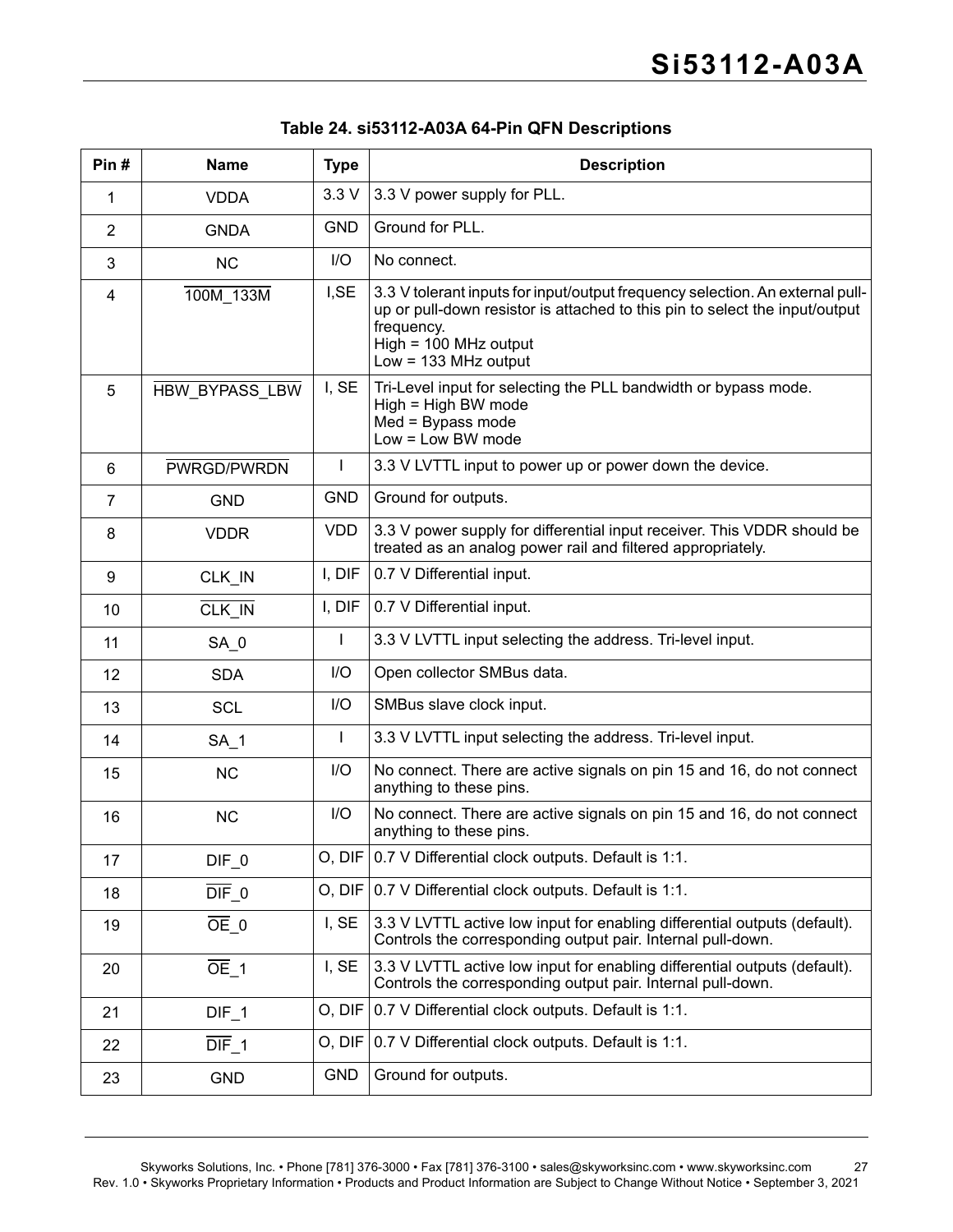**Table 24. si53112-A03A 64-Pin QFN Descriptions**

| Pin # | Name | Type | Description |
|---|---|---|---|
| 1 | VDDA | 3.3 V | 3.3 V power supply for PLL. |
| 2 | GNDA | GND | Ground for PLL. |
| 3 | NC | I/O | No connect. |
| 4 | $\overline{\text{100M\_133M}}$ | I,SE | 3.3 V tolerant inputs for input/output frequency selection. An external pull-up or pull-down resistor is attached to this pin to select the input/output frequency.<br>High = 100 MHz output<br>Low = 133 MHz output |
| 5 | $\overline{\text{HBW\_BYPASS\_LBW}}$ | I, SE | Tri-Level input for selecting the PLL bandwidth or bypass mode.<br>High = High BW mode<br>Med = Bypass mode<br>Low = Low BW mode |
| 6 | $\overline{\text{PWRGD/PWRDN}}$ | I | 3.3 V LVTTL input to power up or power down the device. |
| 7 | GND | GND | Ground for outputs. |
| 8 | VDDR | VDD | 3.3 V power supply for differential input receiver. This VDDR should be treated as an analog power rail and filtered appropriately. |
| 9 | CLK_IN | I, DIF | 0.7 V Differential input. |
| 10 | $\overline{\text{CLK\_IN}}$ | I, DIF | 0.7 V Differential input. |
| 11 | SA_0 | I | 3.3 V LVTTL input selecting the address. Tri-level input. |
| 12 | SDA | I/O | Open collector SMBus data. |
| 13 | SCL | I/O | SMBus slave clock input. |
| 14 | SA_1 | I | 3.3 V LVTTL input selecting the address. Tri-level input. |
| 15 | NC | I/O | No connect. There are active signals on pin 15 and 16, do not connect anything to these pins. |
| 16 | NC | I/O | No connect. There are active signals on pin 15 and 16, do not connect anything to these pins. |
| 17 | DIF_0 | O, DIF | 0.7 V Differential clock outputs. Default is 1:1. |
| 18 | $\overline{\text{DIF}}$_0 | O, DIF | 0.7 V Differential clock outputs. Default is 1:1. |
| 19 | $\overline{\text{OE}}$_0 | I, SE | 3.3 V LVTTL active low input for enabling differential outputs (default). Controls the corresponding output pair. Internal pull-down. |
| 20 | $\overline{\text{OE}}$_1 | I, SE | 3.3 V LVTTL active low input for enabling differential outputs (default). Controls the corresponding output pair. Internal pull-down. |
| 21 | DIF_1 | O, DIF | 0.7 V Differential clock outputs. Default is 1:1. |
| 22 | $\overline{\text{DIF}}$_1 | O, DIF | 0.7 V Differential clock outputs. Default is 1:1. |
| 23 | GND | GND | Ground for outputs. |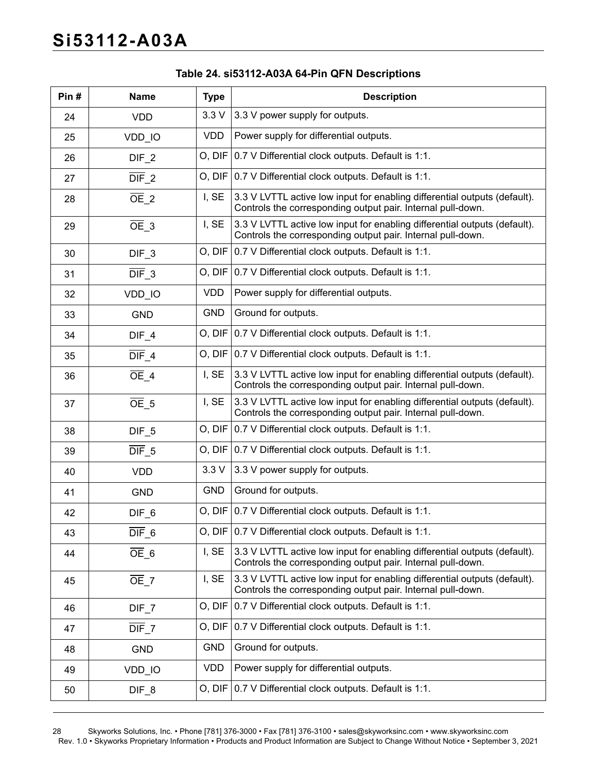**Table 24. si53112-A03A 64-Pin QFN Descriptions**

| Pin # | Name | Type | Description |
|---|---|---|---|
| 24 | VDD | 3.3 V | 3.3 V power supply for outputs. |
| 25 | VDD_IO | VDD | Power supply for differential outputs. |
| 26 | DIF_2 | O, DIF | 0.7 V Differential clock outputs. Default is 1:1. |
| 27 | $\overline{\text{DIF}}$_2 | O, DIF | 0.7 V Differential clock outputs. Default is 1:1. |
| 28 | $\overline{\text{OE}}$_2 | I, SE | 3.3 V LVTTL active low input for enabling differential outputs (default). Controls the corresponding output pair. Internal pull-down. |
| 29 | $\overline{\text{OE}}$_3 | I, SE | 3.3 V LVTTL active low input for enabling differential outputs (default). Controls the corresponding output pair. Internal pull-down. |
| 30 | DIF_3 | O, DIF | 0.7 V Differential clock outputs. Default is 1:1. |
| 31 | $\overline{\text{DIF}}$_3 | O, DIF | 0.7 V Differential clock outputs. Default is 1:1. |
| 32 | VDD_IO | VDD | Power supply for differential outputs. |
| 33 | GND | GND | Ground for outputs. |
| 34 | DIF_4 | O, DIF | 0.7 V Differential clock outputs. Default is 1:1. |
| 35 | $\overline{\text{DIF}}$_4 | O, DIF | 0.7 V Differential clock outputs. Default is 1:1. |
| 36 | $\overline{\text{OE}}$_4 | I, SE | 3.3 V LVTTL active low input for enabling differential outputs (default). Controls the corresponding output pair. Internal pull-down. |
| 37 | $\overline{\text{OE}}$_5 | I, SE | 3.3 V LVTTL active low input for enabling differential outputs (default). Controls the corresponding output pair. Internal pull-down. |
| 38 | DIF_5 | O, DIF | 0.7 V Differential clock outputs. Default is 1:1. |
| 39 | $\overline{\text{DIF}}$_5 | O, DIF | 0.7 V Differential clock outputs. Default is 1:1. |
| 40 | VDD | 3.3 V | 3.3 V power supply for outputs. |
| 41 | GND | GND | Ground for outputs. |
| 42 | DIF_6 | O, DIF | 0.7 V Differential clock outputs. Default is 1:1. |
| 43 | $\overline{\text{DIF}}$_6 | O, DIF | 0.7 V Differential clock outputs. Default is 1:1. |
| 44 | $\overline{\text{OE}}$_6 | I, SE | 3.3 V LVTTL active low input for enabling differential outputs (default). Controls the corresponding output pair. Internal pull-down. |
| 45 | $\overline{\text{OE}}$_7 | I, SE | 3.3 V LVTTL active low input for enabling differential outputs (default). Controls the corresponding output pair. Internal pull-down. |
| 46 | DIF_7 | O, DIF | 0.7 V Differential clock outputs. Default is 1:1. |
| 47 | $\overline{\text{DIF}}$_7 | O, DIF | 0.7 V Differential clock outputs. Default is 1:1. |
| 48 | GND | GND | Ground for outputs. |
| 49 | VDD_IO | VDD | Power supply for differential outputs. |
| 50 | DIF_8 | O, DIF | 0.7 V Differential clock outputs. Default is 1:1. |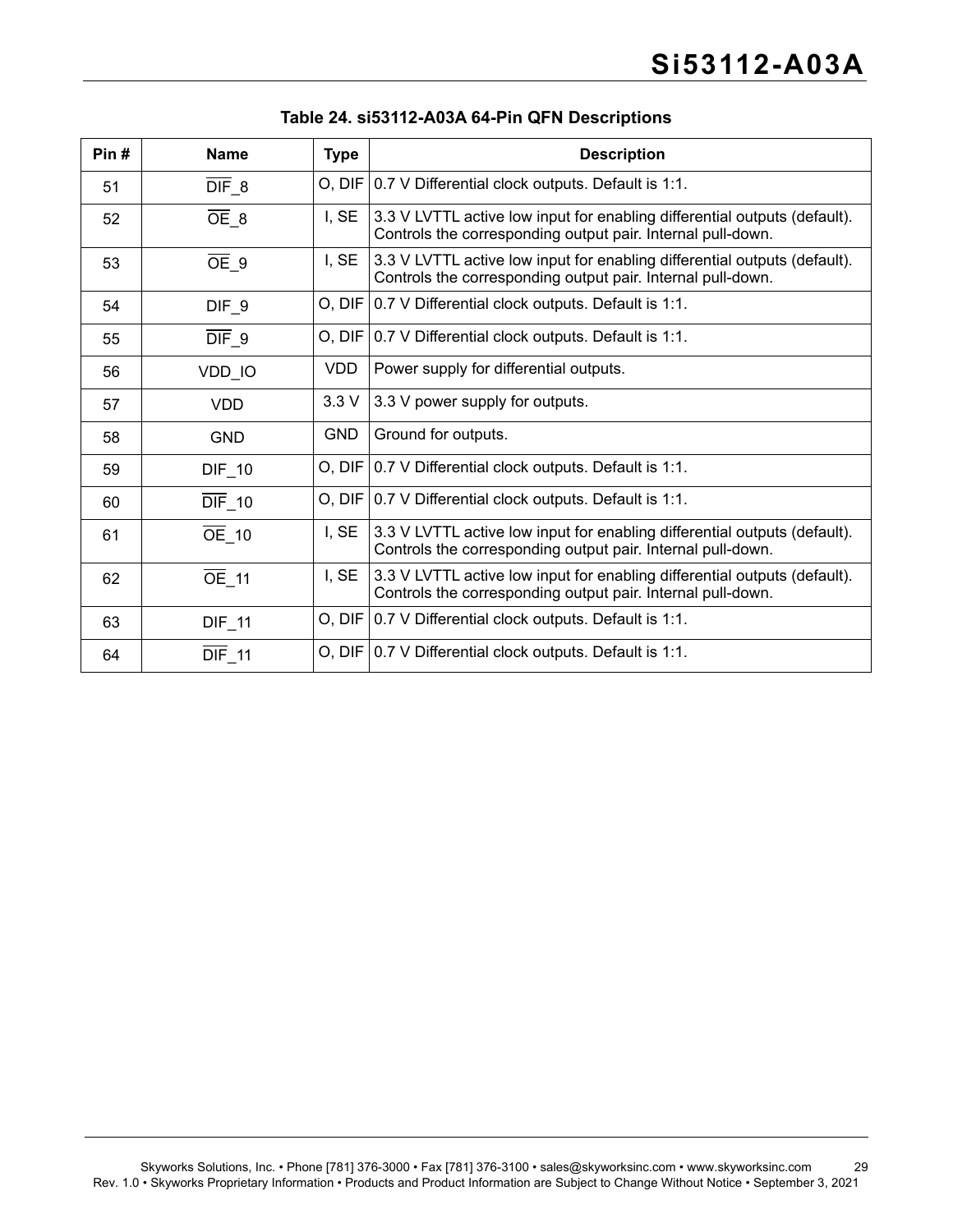**Table 24. si53112-A03A 64-Pin QFN Descriptions**

| Pin # | Name | Type | Description |
|---|---|---|---|
| 51 | $\overline{\text{DIF}}$_8 | O, DIF | 0.7 V Differential clock outputs. Default is 1:1. |
| 52 | $\overline{\text{OE}}$_8 | I, SE | 3.3 V LVTTL active low input for enabling differential outputs (default). Controls the corresponding output pair. Internal pull-down. |
| 53 | $\overline{\text{OE}}$_9 | I, SE | 3.3 V LVTTL active low input for enabling differential outputs (default). Controls the corresponding output pair. Internal pull-down. |
| 54 | DIF_9 | O, DIF | 0.7 V Differential clock outputs. Default is 1:1. |
| 55 | $\overline{\text{DIF}}$_9 | O, DIF | 0.7 V Differential clock outputs. Default is 1:1. |
| 56 | VDD_IO | VDD | Power supply for differential outputs. |
| 57 | VDD | 3.3 V | 3.3 V power supply for outputs. |
| 58 | GND | GND | Ground for outputs. |
| 59 | DIF_10 | O, DIF | 0.7 V Differential clock outputs. Default is 1:1. |
| 60 | $\overline{\text{DIF}}$_10 | O, DIF | 0.7 V Differential clock outputs. Default is 1:1. |
| 61 | $\overline{\text{OE}}$_10 | I, SE | 3.3 V LVTTL active low input for enabling differential outputs (default). Controls the corresponding output pair. Internal pull-down. |
| 62 | $\overline{\text{OE}}$_11 | I, SE | 3.3 V LVTTL active low input for enabling differential outputs (default). Controls the corresponding output pair. Internal pull-down. |
| 63 | DIF_11 | O, DIF | 0.7 V Differential clock outputs. Default is 1:1. |
| 64 | $\overline{\text{DIF}}$_11 | O, DIF | 0.7 V Differential clock outputs. Default is 1:1. |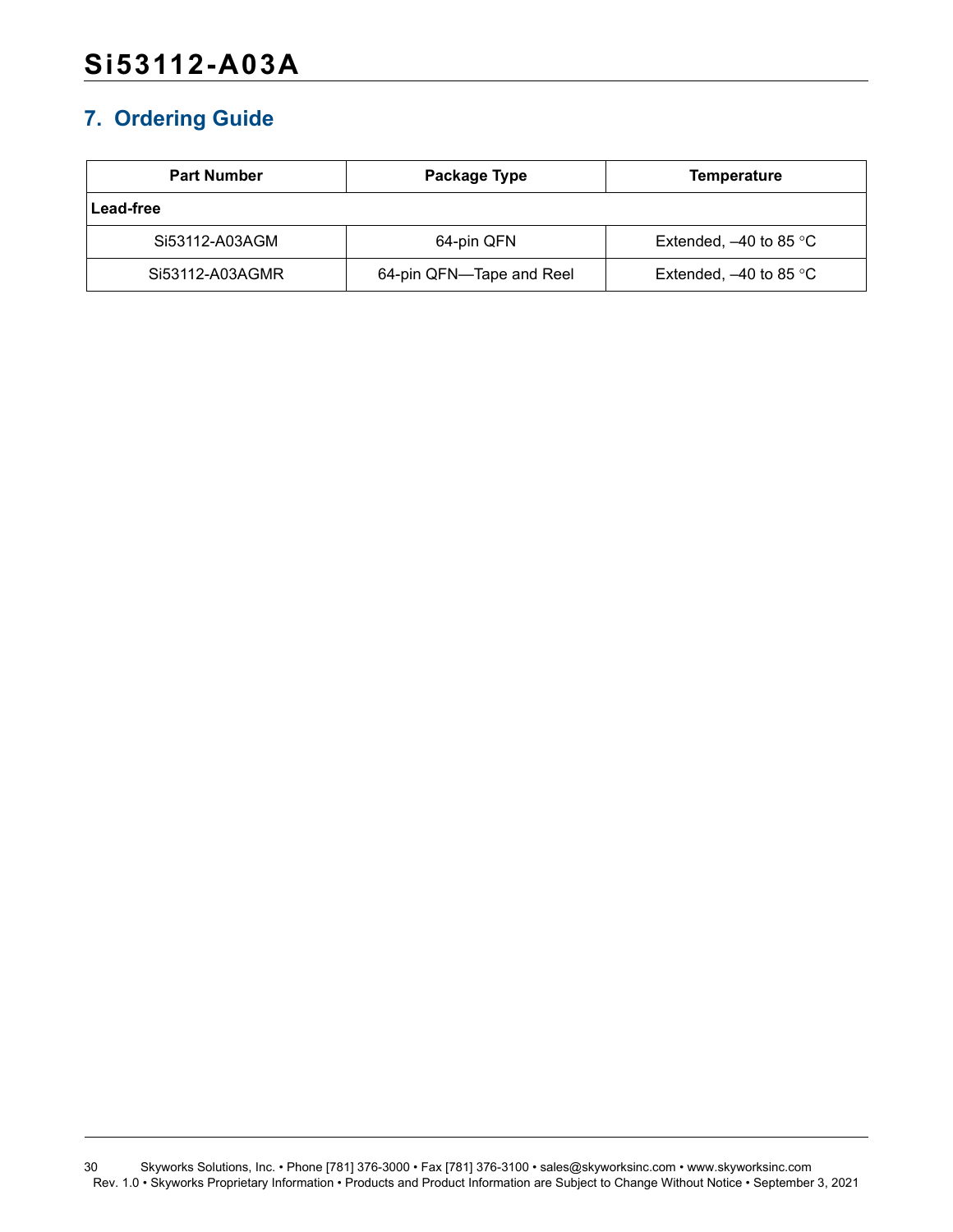## 7. Ordering Guide

| Part Number | Package Type | Temperature |
|---|---|---|
| **Lead-free** | | |
| Si53112-A03AGM | 64-pin QFN | Extended, –40 to 85 °C |
| Si53112-A03AGMR | 64-pin QFN—Tape and Reel | Extended, –40 to 85 °C |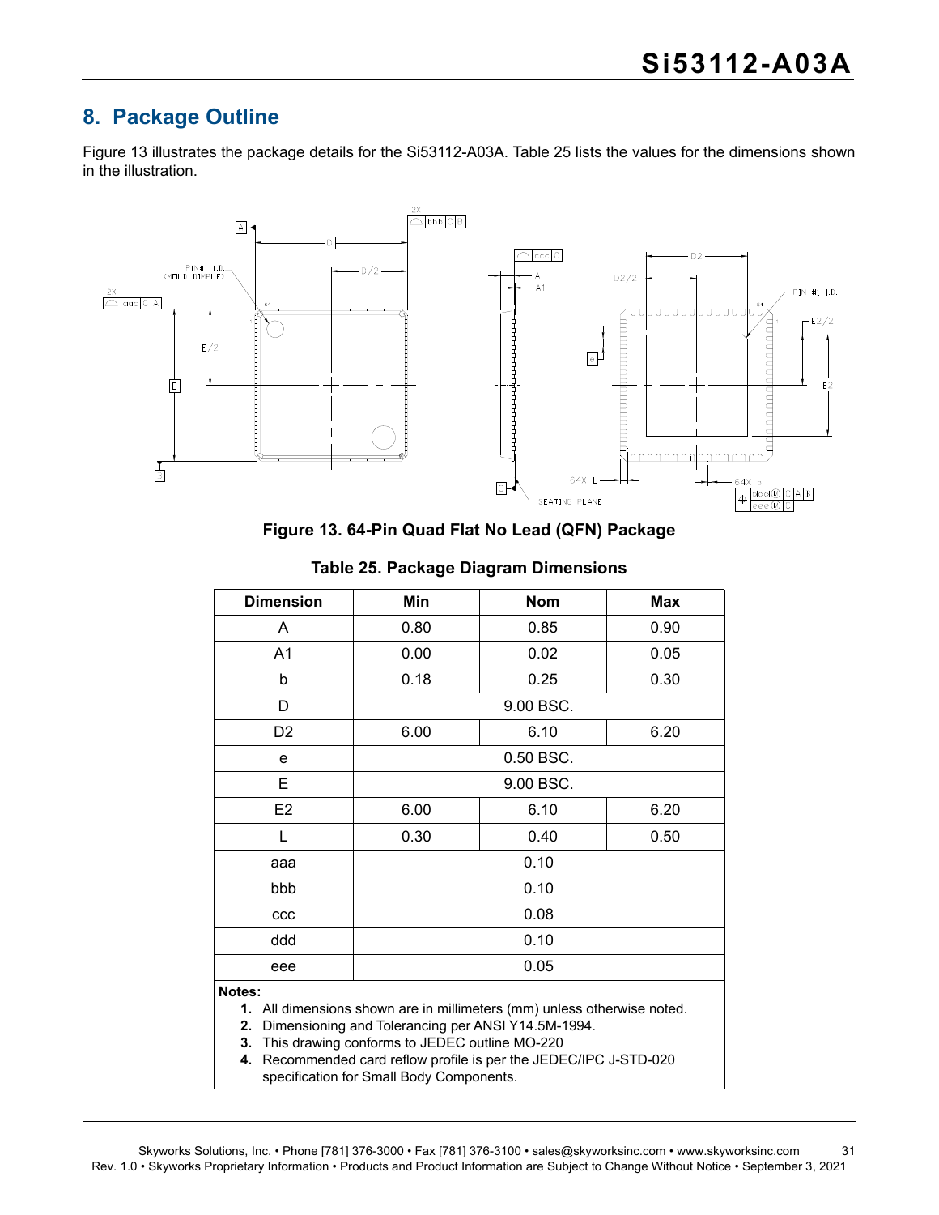## 8. Package Outline

Figure 13 illustrates the package details for the Si53112-A03A. Table 25 lists the values for the dimensions shown in the illustration.

**Figure 13. 64-Pin Quad Flat No Lead (QFN) Package**

**Table 25. Package Diagram Dimensions**

| Dimension | Min | Nom | Max |
|---|---|---|---|
| A | 0.80 | 0.85 | 0.90 |
| A1 | 0.00 | 0.02 | 0.05 |
| b | 0.18 | 0.25 | 0.30 |
| D | | 9.00 BSC. | |
| D2 | 6.00 | 6.10 | 6.20 |
| e | | 0.50 BSC. | |
| E | | 9.00 BSC. | |
| E2 | 6.00 | 6.10 | 6.20 |
| L | 0.30 | 0.40 | 0.50 |
| aaa | | 0.10 | |
| bbb | | 0.10 | |
| ccc | | 0.08 | |
| ddd | | 0.10 | |
| eee | | 0.05 | |

**Notes:**

1. All dimensions shown are in millimeters (mm) unless otherwise noted.
2. Dimensioning and Tolerancing per ANSI Y14.5M-1994.
3. This drawing conforms to JEDEC outline MO-220
4. Recommended card reflow profile is per the JEDEC/IPC J-STD-020 specification for Small Body Components.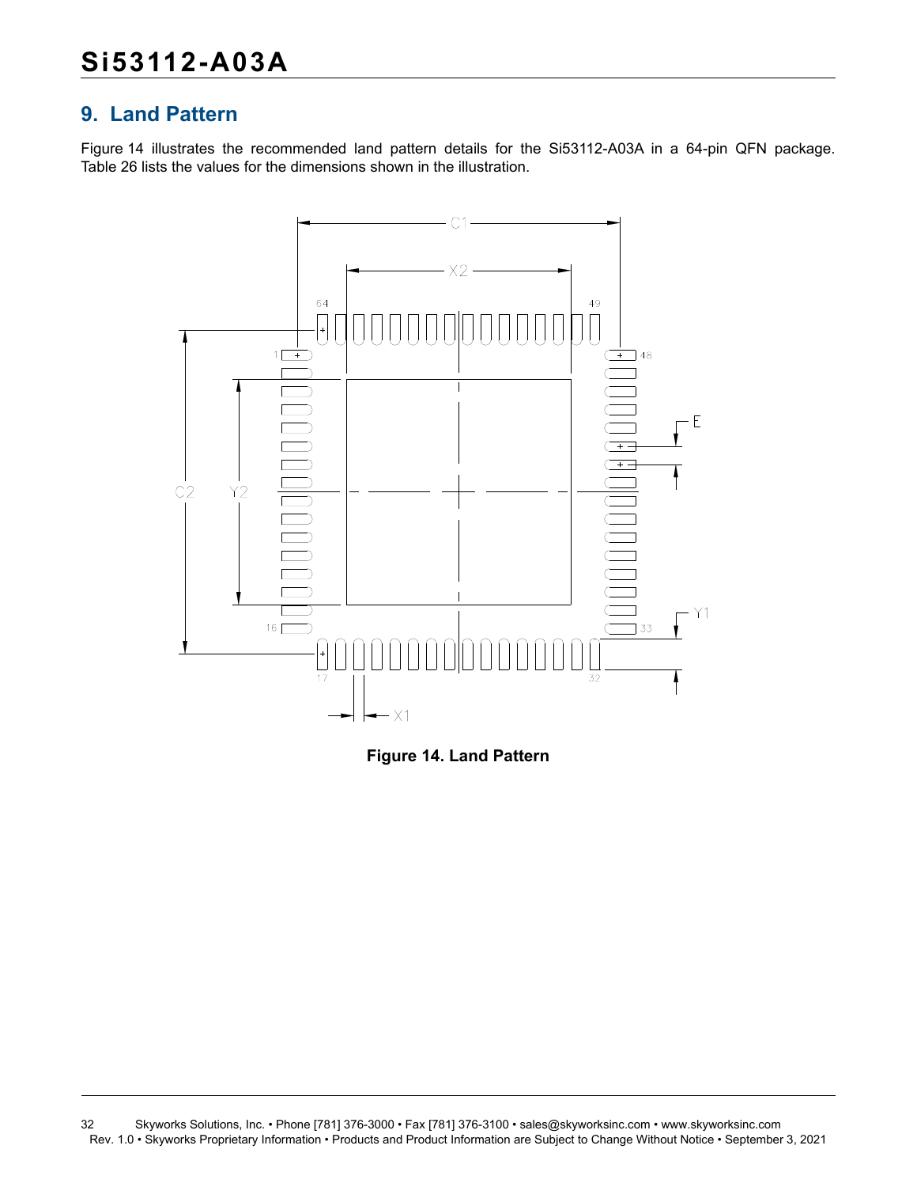## 9. Land Pattern

Figure 14 illustrates the recommended land pattern details for the Si53112-A03A in a 64-pin QFN package. Table 26 lists the values for the dimensions shown in the illustration.

**Figure 14. Land Pattern**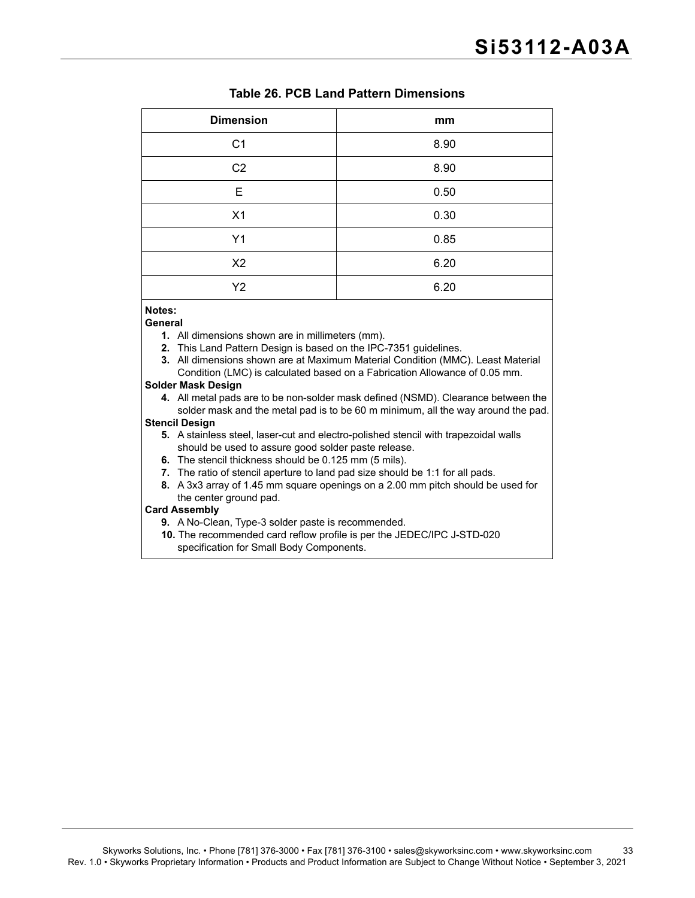**Table 26. PCB Land Pattern Dimensions**

| Dimension | mm |
|---|---|
| C1 | 8.90 |
| C2 | 8.90 |
| E | 0.50 |
| X1 | 0.30 |
| Y1 | 0.85 |
| X2 | 6.20 |
| Y2 | 6.20 |

**Notes:**

**General**

1. All dimensions shown are in millimeters (mm).
2. This Land Pattern Design is based on the IPC-7351 guidelines.
3. All dimensions shown are at Maximum Material Condition (MMC). Least Material Condition (LMC) is calculated based on a Fabrication Allowance of 0.05 mm.

**Solder Mask Design**

4. All metal pads are to be non-solder mask defined (NSMD). Clearance between the solder mask and the metal pad is to be 60 m minimum, all the way around the pad.

**Stencil Design**

5. A stainless steel, laser-cut and electro-polished stencil with trapezoidal walls should be used to assure good solder paste release.
6. The stencil thickness should be 0.125 mm (5 mils).
7. The ratio of stencil aperture to land pad size should be 1:1 for all pads.
8. A 3x3 array of 1.45 mm square openings on a 2.00 mm pitch should be used for the center ground pad.

**Card Assembly**

9. A No-Clean, Type-3 solder paste is recommended.
10. The recommended card reflow profile is per the JEDEC/IPC J-STD-020 specification for Small Body Components.